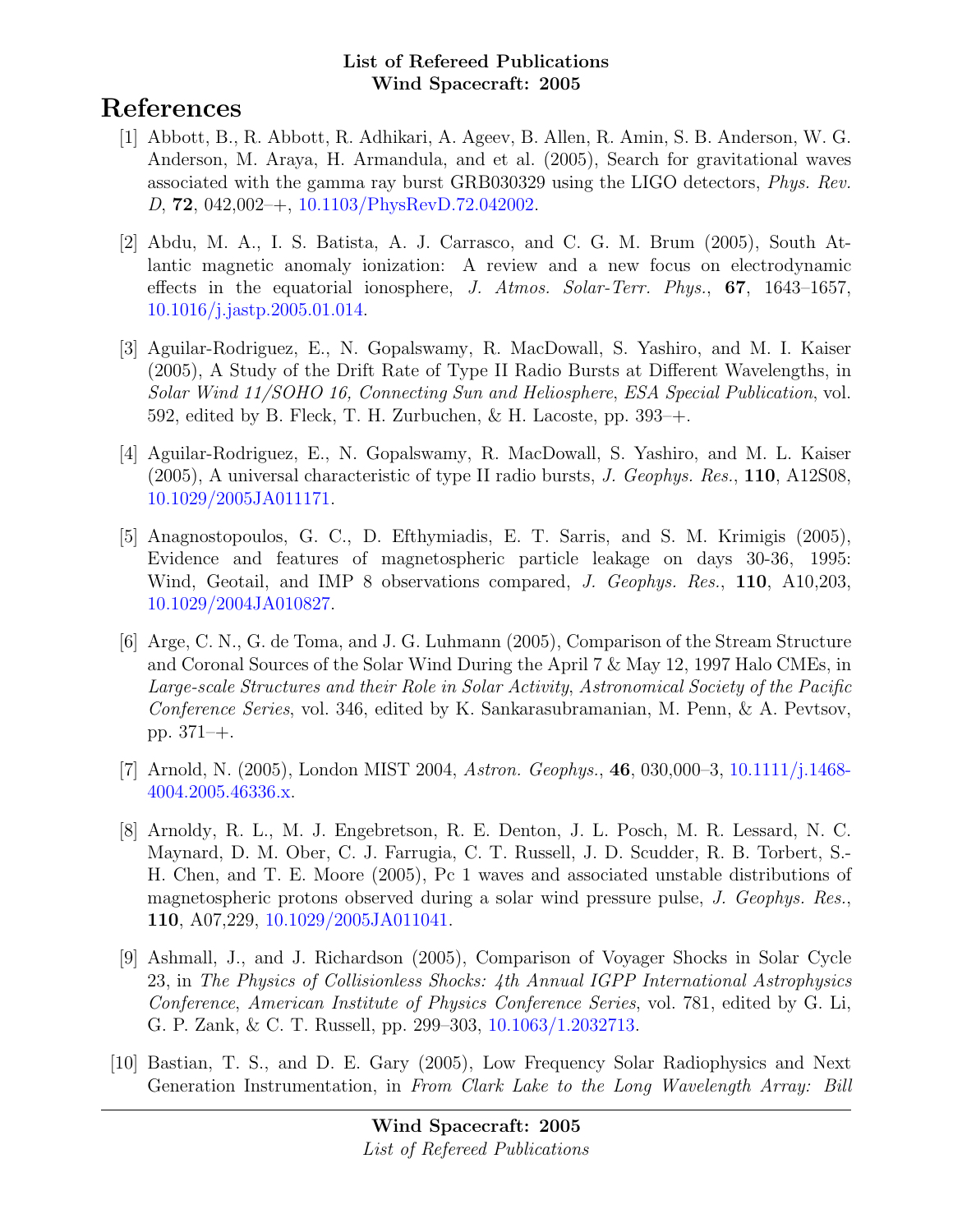**List of Refereed Publications**
**Wind Spacecraft: 2005**

# References

[1] Abbott, B., R. Abbott, R. Adhikari, A. Ageev, B. Allen, R. Amin, S. B. Anderson, W. G. Anderson, M. Araya, H. Armandula, and et al. (2005), Search for gravitational waves associated with the gamma ray burst GRB030329 using the LIGO detectors, *Phys. Rev. D*, **72**, 042,002–+, 10.1103/PhysRevD.72.042002.

[2] Abdu, M. A., I. S. Batista, A. J. Carrasco, and C. G. M. Brum (2005), South Atlantic magnetic anomaly ionization: A review and a new focus on electrodynamic effects in the equatorial ionosphere, *J. Atmos. Solar-Terr. Phys.*, **67**, 1643–1657, 10.1016/j.jastp.2005.01.014.

[3] Aguilar-Rodriguez, E., N. Gopalswamy, R. MacDowall, S. Yashiro, and M. I. Kaiser (2005), A Study of the Drift Rate of Type II Radio Bursts at Different Wavelengths, in *Solar Wind 11/SOHO 16, Connecting Sun and Heliosphere*, *ESA Special Publication*, vol. 592, edited by B. Fleck, T. H. Zurbuchen, & H. Lacoste, pp. 393–+.

[4] Aguilar-Rodriguez, E., N. Gopalswamy, R. MacDowall, S. Yashiro, and M. L. Kaiser (2005), A universal characteristic of type II radio bursts, *J. Geophys. Res.*, **110**, A12S08, 10.1029/2005JA011171.

[5] Anagnostopoulos, G. C., D. Efthymiadis, E. T. Sarris, and S. M. Krimigis (2005), Evidence and features of magnetospheric particle leakage on days 30-36, 1995: Wind, Geotail, and IMP 8 observations compared, *J. Geophys. Res.*, **110**, A10,203, 10.1029/2004JA010827.

[6] Arge, C. N., G. de Toma, and J. G. Luhmann (2005), Comparison of the Stream Structure and Coronal Sources of the Solar Wind During the April 7 & May 12, 1997 Halo CMEs, in *Large-scale Structures and their Role in Solar Activity*, *Astronomical Society of the Pacific Conference Series*, vol. 346, edited by K. Sankarasubramanian, M. Penn, & A. Pevtsov, pp. 371–+.

[7] Arnold, N. (2005), London MIST 2004, *Astron. Geophys.*, **46**, 030,000–3, 10.1111/j.1468-4004.2005.46336.x.

[8] Arnoldy, R. L., M. J. Engebretson, R. E. Denton, J. L. Posch, M. R. Lessard, N. C. Maynard, D. M. Ober, C. J. Farrugia, C. T. Russell, J. D. Scudder, R. B. Torbert, S.-H. Chen, and T. E. Moore (2005), Pc 1 waves and associated unstable distributions of magnetospheric protons observed during a solar wind pressure pulse, *J. Geophys. Res.*, **110**, A07,229, 10.1029/2005JA011041.

[9] Ashmall, J., and J. Richardson (2005), Comparison of Voyager Shocks in Solar Cycle 23, in *The Physics of Collisionless Shocks: 4th Annual IGPP International Astrophysics Conference*, *American Institute of Physics Conference Series*, vol. 781, edited by G. Li, G. P. Zank, & C. T. Russell, pp. 299–303, 10.1063/1.2032713.

[10] Bastian, T. S., and D. E. Gary (2005), Low Frequency Solar Radiophysics and Next Generation Instrumentation, in *From Clark Lake to the Long Wavelength Array: Bill*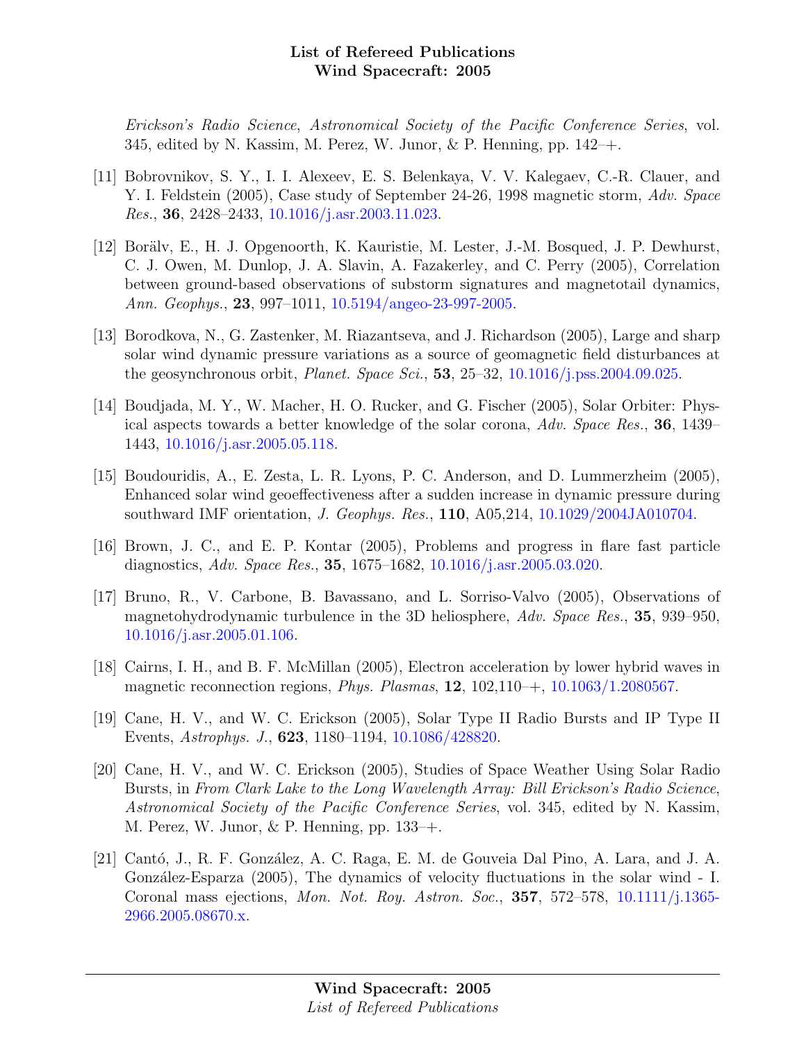*Erickson's Radio Science*, *Astronomical Society of the Pacific Conference Series*, vol. 345, edited by N. Kassim, M. Perez, W. Junor, & P. Henning, pp. 142–+.

[11] Bobrovnikov, S. Y., I. I. Alexeev, E. S. Belenkaya, V. V. Kalegaev, C.-R. Clauer, and Y. I. Feldstein (2005), Case study of September 24-26, 1998 magnetic storm, *Adv. Space Res.*, **36**, 2428–2433, 10.1016/j.asr.2003.11.023.

[12] Borälv, E., H. J. Opgenoorth, K. Kauristie, M. Lester, J.-M. Bosqued, J. P. Dewhurst, C. J. Owen, M. Dunlop, J. A. Slavin, A. Fazakerley, and C. Perry (2005), Correlation between ground-based observations of substorm signatures and magnetotail dynamics, *Ann. Geophys.*, **23**, 997–1011, 10.5194/angeo-23-997-2005.

[13] Borodkova, N., G. Zastenker, M. Riazantseva, and J. Richardson (2005), Large and sharp solar wind dynamic pressure variations as a source of geomagnetic field disturbances at the geosynchronous orbit, *Planet. Space Sci.*, **53**, 25–32, 10.1016/j.pss.2004.09.025.

[14] Boudjada, M. Y., W. Macher, H. O. Rucker, and G. Fischer (2005), Solar Orbiter: Physical aspects towards a better knowledge of the solar corona, *Adv. Space Res.*, **36**, 1439–1443, 10.1016/j.asr.2005.05.118.

[15] Boudouridis, A., E. Zesta, L. R. Lyons, P. C. Anderson, and D. Lummerzheim (2005), Enhanced solar wind geoeffectiveness after a sudden increase in dynamic pressure during southward IMF orientation, *J. Geophys. Res.*, **110**, A05,214, 10.1029/2004JA010704.

[16] Brown, J. C., and E. P. Kontar (2005), Problems and progress in flare fast particle diagnostics, *Adv. Space Res.*, **35**, 1675–1682, 10.1016/j.asr.2005.03.020.

[17] Bruno, R., V. Carbone, B. Bavassano, and L. Sorriso-Valvo (2005), Observations of magnetohydrodynamic turbulence in the 3D heliosphere, *Adv. Space Res.*, **35**, 939–950, 10.1016/j.asr.2005.01.106.

[18] Cairns, I. H., and B. F. McMillan (2005), Electron acceleration by lower hybrid waves in magnetic reconnection regions, *Phys. Plasmas*, **12**, 102,110–+, 10.1063/1.2080567.

[19] Cane, H. V., and W. C. Erickson (2005), Solar Type II Radio Bursts and IP Type II Events, *Astrophys. J.*, **623**, 1180–1194, 10.1086/428820.

[20] Cane, H. V., and W. C. Erickson (2005), Studies of Space Weather Using Solar Radio Bursts, in *From Clark Lake to the Long Wavelength Array: Bill Erickson's Radio Science*, *Astronomical Society of the Pacific Conference Series*, vol. 345, edited by N. Kassim, M. Perez, W. Junor, & P. Henning, pp. 133–+.

[21] Cantó, J., R. F. González, A. C. Raga, E. M. de Gouveia Dal Pino, A. Lara, and J. A. González-Esparza (2005), The dynamics of velocity fluctuations in the solar wind - I. Coronal mass ejections, *Mon. Not. Roy. Astron. Soc.*, **357**, 572–578, 10.1111/j.1365-2966.2005.08670.x.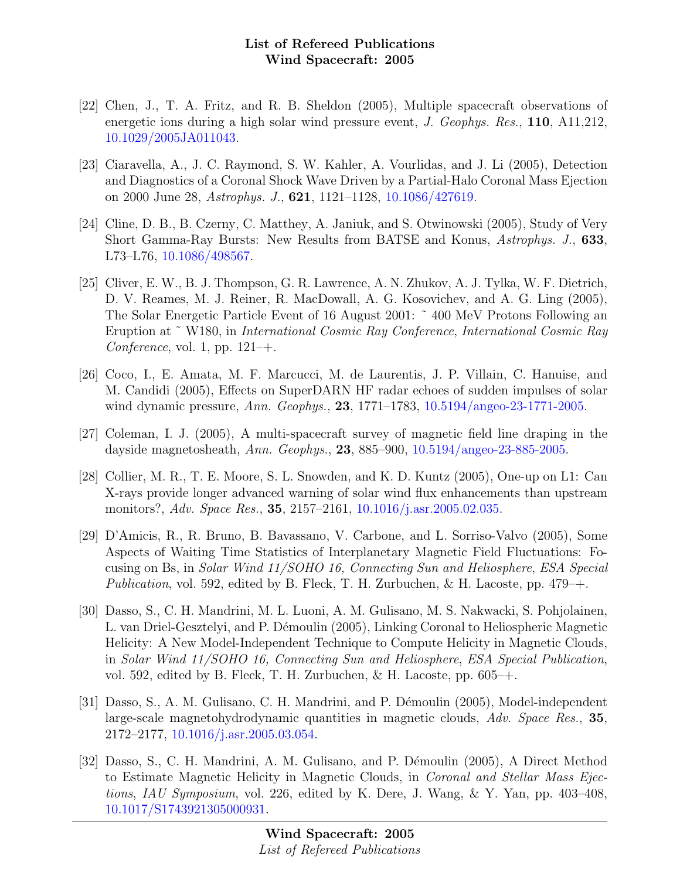[22] Chen, J., T. A. Fritz, and R. B. Sheldon (2005), Multiple spacecraft observations of energetic ions during a high solar wind pressure event, *J. Geophys. Res.*, **110**, A11,212, 10.1029/2005JA011043.

[23] Ciaravella, A., J. C. Raymond, S. W. Kahler, A. Vourlidas, and J. Li (2005), Detection and Diagnostics of a Coronal Shock Wave Driven by a Partial-Halo Coronal Mass Ejection on 2000 June 28, *Astrophys. J.*, **621**, 1121–1128, 10.1086/427619.

[24] Cline, D. B., B. Czerny, C. Matthey, A. Janiuk, and S. Otwinowski (2005), Study of Very Short Gamma-Ray Bursts: New Results from BATSE and Konus, *Astrophys. J.*, **633**, L73–L76, 10.1086/498567.

[25] Cliver, E. W., B. J. Thompson, G. R. Lawrence, A. N. Zhukov, A. J. Tylka, W. F. Dietrich, D. V. Reames, M. J. Reiner, R. MacDowall, A. G. Kosovichev, and A. G. Ling (2005), The Solar Energetic Particle Event of 16 August 2001: ˜ 400 MeV Protons Following an Eruption at ˜ W180, in *International Cosmic Ray Conference*, *International Cosmic Ray Conference*, vol. 1, pp. 121–+.

[26] Coco, I., E. Amata, M. F. Marcucci, M. de Laurentis, J. P. Villain, C. Hanuise, and M. Candidi (2005), Effects on SuperDARN HF radar echoes of sudden impulses of solar wind dynamic pressure, *Ann. Geophys.*, **23**, 1771–1783, 10.5194/angeo-23-1771-2005.

[27] Coleman, I. J. (2005), A multi-spacecraft survey of magnetic field line draping in the dayside magnetosheath, *Ann. Geophys.*, **23**, 885–900, 10.5194/angeo-23-885-2005.

[28] Collier, M. R., T. E. Moore, S. L. Snowden, and K. D. Kuntz (2005), One-up on L1: Can X-rays provide longer advanced warning of solar wind flux enhancements than upstream monitors?, *Adv. Space Res.*, **35**, 2157–2161, 10.1016/j.asr.2005.02.035.

[29] D'Amicis, R., R. Bruno, B. Bavassano, V. Carbone, and L. Sorriso-Valvo (2005), Some Aspects of Waiting Time Statistics of Interplanetary Magnetic Field Fluctuations: Focusing on Bs, in *Solar Wind 11/SOHO 16, Connecting Sun and Heliosphere*, *ESA Special Publication*, vol. 592, edited by B. Fleck, T. H. Zurbuchen, & H. Lacoste, pp. 479–+.

[30] Dasso, S., C. H. Mandrini, M. L. Luoni, A. M. Gulisano, M. S. Nakwacki, S. Pohjolainen, L. van Driel-Gesztelyi, and P. Démoulin (2005), Linking Coronal to Heliospheric Magnetic Helicity: A New Model-Independent Technique to Compute Helicity in Magnetic Clouds, in *Solar Wind 11/SOHO 16, Connecting Sun and Heliosphere*, *ESA Special Publication*, vol. 592, edited by B. Fleck, T. H. Zurbuchen, & H. Lacoste, pp. 605–+.

[31] Dasso, S., A. M. Gulisano, C. H. Mandrini, and P. Démoulin (2005), Model-independent large-scale magnetohydrodynamic quantities in magnetic clouds, *Adv. Space Res.*, **35**, 2172–2177, 10.1016/j.asr.2005.03.054.

[32] Dasso, S., C. H. Mandrini, A. M. Gulisano, and P. Démoulin (2005), A Direct Method to Estimate Magnetic Helicity in Magnetic Clouds, in *Coronal and Stellar Mass Ejections*, *IAU Symposium*, vol. 226, edited by K. Dere, J. Wang, & Y. Yan, pp. 403–408, 10.1017/S1743921305000931.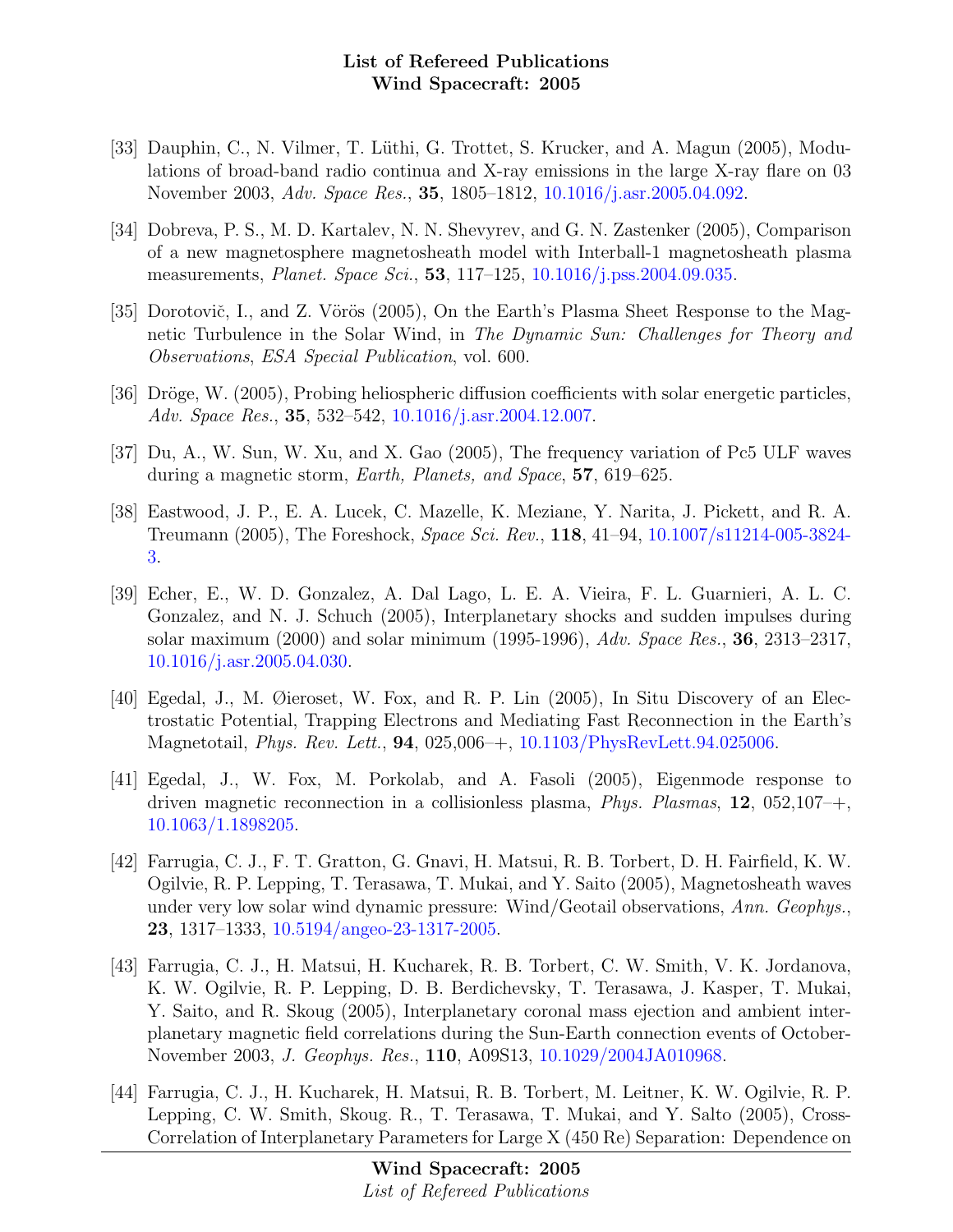[33] Dauphin, C., N. Vilmer, T. Lüthi, G. Trottet, S. Krucker, and A. Magun (2005), Modulations of broad-band radio continua and X-ray emissions in the large X-ray flare on 03 November 2003, *Adv. Space Res.*, **35**, 1805–1812, 10.1016/j.asr.2005.04.092.

[34] Dobreva, P. S., M. D. Kartalev, N. N. Shevyrev, and G. N. Zastenker (2005), Comparison of a new magnetosphere magnetosheath model with Interball-1 magnetosheath plasma measurements, *Planet. Space Sci.*, **53**, 117–125, 10.1016/j.pss.2004.09.035.

[35] Dorotovič, I., and Z. Vörös (2005), On the Earth's Plasma Sheet Response to the Magnetic Turbulence in the Solar Wind, in *The Dynamic Sun: Challenges for Theory and Observations*, *ESA Special Publication*, vol. 600.

[36] Dröge, W. (2005), Probing heliospheric diffusion coefficients with solar energetic particles, *Adv. Space Res.*, **35**, 532–542, 10.1016/j.asr.2004.12.007.

[37] Du, A., W. Sun, W. Xu, and X. Gao (2005), The frequency variation of Pc5 ULF waves during a magnetic storm, *Earth, Planets, and Space*, **57**, 619–625.

[38] Eastwood, J. P., E. A. Lucek, C. Mazelle, K. Meziane, Y. Narita, J. Pickett, and R. A. Treumann (2005), The Foreshock, *Space Sci. Rev.*, **118**, 41–94, 10.1007/s11214-005-3824-3.

[39] Echer, E., W. D. Gonzalez, A. Dal Lago, L. E. A. Vieira, F. L. Guarnieri, A. L. C. Gonzalez, and N. J. Schuch (2005), Interplanetary shocks and sudden impulses during solar maximum (2000) and solar minimum (1995-1996), *Adv. Space Res.*, **36**, 2313–2317, 10.1016/j.asr.2005.04.030.

[40] Egedal, J., M. Øieroset, W. Fox, and R. P. Lin (2005), In Situ Discovery of an Electrostatic Potential, Trapping Electrons and Mediating Fast Reconnection in the Earth's Magnetotail, *Phys. Rev. Lett.*, **94**, 025,006–+, 10.1103/PhysRevLett.94.025006.

[41] Egedal, J., W. Fox, M. Porkolab, and A. Fasoli (2005), Eigenmode response to driven magnetic reconnection in a collisionless plasma, *Phys. Plasmas*, **12**, 052,107–+, 10.1063/1.1898205.

[42] Farrugia, C. J., F. T. Gratton, G. Gnavi, H. Matsui, R. B. Torbert, D. H. Fairfield, K. W. Ogilvie, R. P. Lepping, T. Terasawa, T. Mukai, and Y. Saito (2005), Magnetosheath waves under very low solar wind dynamic pressure: Wind/Geotail observations, *Ann. Geophys.*, **23**, 1317–1333, 10.5194/angeo-23-1317-2005.

[43] Farrugia, C. J., H. Matsui, H. Kucharek, R. B. Torbert, C. W. Smith, V. K. Jordanova, K. W. Ogilvie, R. P. Lepping, D. B. Berdichevsky, T. Terasawa, J. Kasper, T. Mukai, Y. Saito, and R. Skoug (2005), Interplanetary coronal mass ejection and ambient interplanetary magnetic field correlations during the Sun-Earth connection events of October-November 2003, *J. Geophys. Res.*, **110**, A09S13, 10.1029/2004JA010968.

[44] Farrugia, C. J., H. Kucharek, H. Matsui, R. B. Torbert, M. Leitner, K. W. Ogilvie, R. P. Lepping, C. W. Smith, Skoug. R., T. Terasawa, T. Mukai, and Y. Salto (2005), Cross-Correlation of Interplanetary Parameters for Large X (450 Re) Separation: Dependence on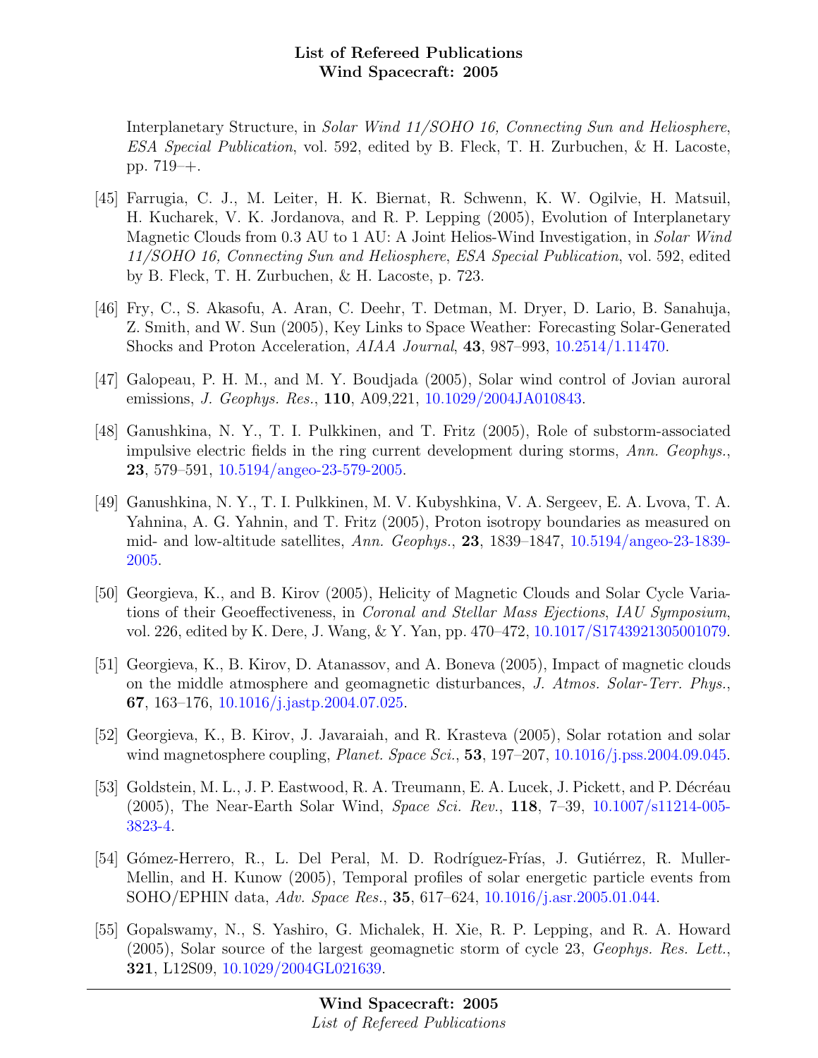Interplanetary Structure, in *Solar Wind 11/SOHO 16, Connecting Sun and Heliosphere*, *ESA Special Publication*, vol. 592, edited by B. Fleck, T. H. Zurbuchen, & H. Lacoste, pp. 719–+.

[45] Farrugia, C. J., M. Leiter, H. K. Biernat, R. Schwenn, K. W. Ogilvie, H. Matsuil, H. Kucharek, V. K. Jordanova, and R. P. Lepping (2005), Evolution of Interplanetary Magnetic Clouds from 0.3 AU to 1 AU: A Joint Helios-Wind Investigation, in *Solar Wind 11/SOHO 16, Connecting Sun and Heliosphere*, *ESA Special Publication*, vol. 592, edited by B. Fleck, T. H. Zurbuchen, & H. Lacoste, p. 723.

[46] Fry, C., S. Akasofu, A. Aran, C. Deehr, T. Detman, M. Dryer, D. Lario, B. Sanahuja, Z. Smith, and W. Sun (2005), Key Links to Space Weather: Forecasting Solar-Generated Shocks and Proton Acceleration, *AIAA Journal*, **43**, 987–993, 10.2514/1.11470.

[47] Galopeau, P. H. M., and M. Y. Boudjada (2005), Solar wind control of Jovian auroral emissions, *J. Geophys. Res.*, **110**, A09,221, 10.1029/2004JA010843.

[48] Ganushkina, N. Y., T. I. Pulkkinen, and T. Fritz (2005), Role of substorm-associated impulsive electric fields in the ring current development during storms, *Ann. Geophys.*, **23**, 579–591, 10.5194/angeo-23-579-2005.

[49] Ganushkina, N. Y., T. I. Pulkkinen, M. V. Kubyshkina, V. A. Sergeev, E. A. Lvova, T. A. Yahnina, A. G. Yahnin, and T. Fritz (2005), Proton isotropy boundaries as measured on mid- and low-altitude satellites, *Ann. Geophys.*, **23**, 1839–1847, 10.5194/angeo-23-1839-2005.

[50] Georgieva, K., and B. Kirov (2005), Helicity of Magnetic Clouds and Solar Cycle Variations of their Geoeffectiveness, in *Coronal and Stellar Mass Ejections*, *IAU Symposium*, vol. 226, edited by K. Dere, J. Wang, & Y. Yan, pp. 470–472, 10.1017/S1743921305001079.

[51] Georgieva, K., B. Kirov, D. Atanassov, and A. Boneva (2005), Impact of magnetic clouds on the middle atmosphere and geomagnetic disturbances, *J. Atmos. Solar-Terr. Phys.*, **67**, 163–176, 10.1016/j.jastp.2004.07.025.

[52] Georgieva, K., B. Kirov, J. Javaraiah, and R. Krasteva (2005), Solar rotation and solar wind magnetosphere coupling, *Planet. Space Sci.*, **53**, 197–207, 10.1016/j.pss.2004.09.045.

[53] Goldstein, M. L., J. P. Eastwood, R. A. Treumann, E. A. Lucek, J. Pickett, and P. Décréau (2005), The Near-Earth Solar Wind, *Space Sci. Rev.*, **118**, 7–39, 10.1007/s11214-005-3823-4.

[54] Gómez-Herrero, R., L. Del Peral, M. D. Rodríguez-Frías, J. Gutiérrez, R. Muller-Mellin, and H. Kunow (2005), Temporal profiles of solar energetic particle events from SOHO/EPHIN data, *Adv. Space Res.*, **35**, 617–624, 10.1016/j.asr.2005.01.044.

[55] Gopalswamy, N., S. Yashiro, G. Michalek, H. Xie, R. P. Lepping, and R. A. Howard (2005), Solar source of the largest geomagnetic storm of cycle 23, *Geophys. Res. Lett.*, **321**, L12S09, 10.1029/2004GL021639.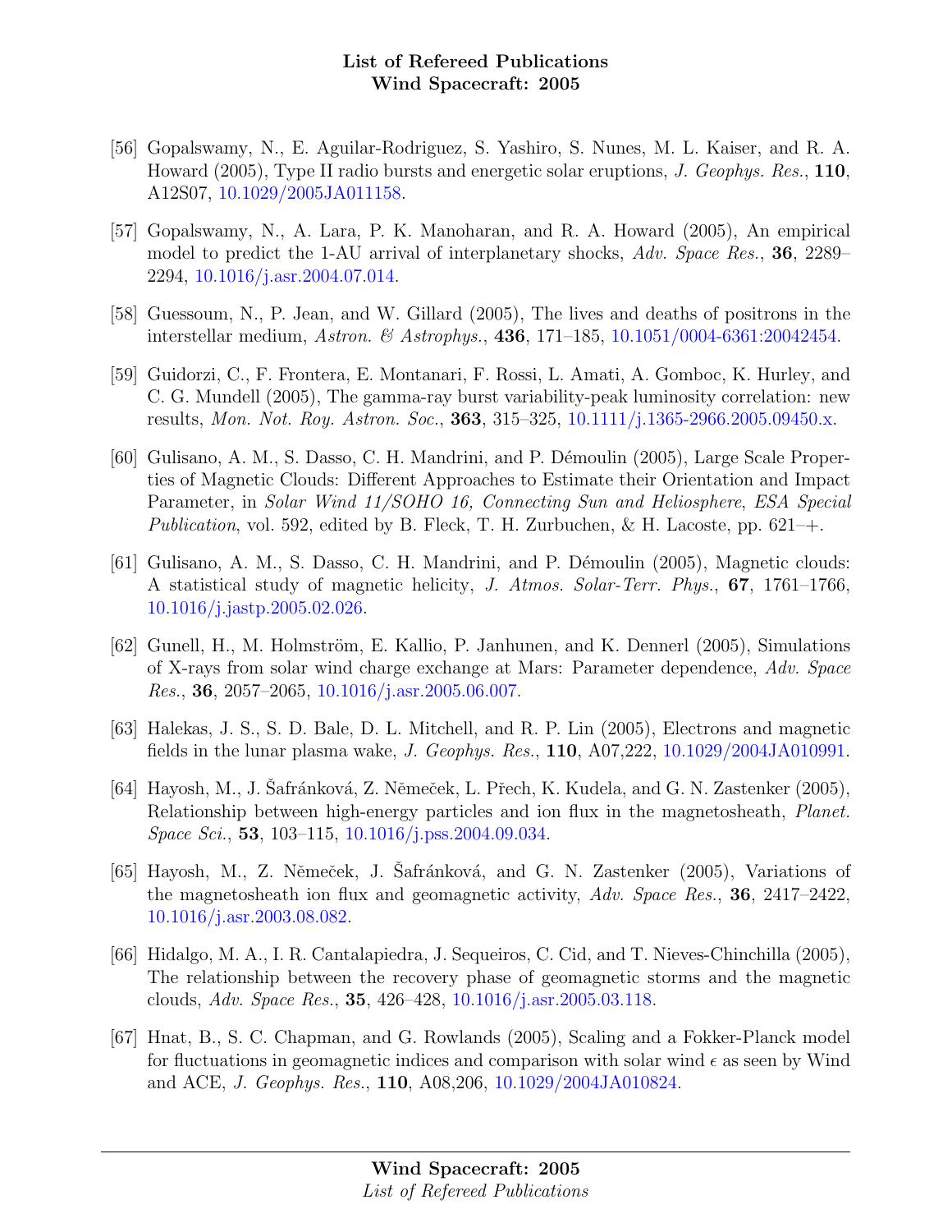[56] Gopalswamy, N., E. Aguilar-Rodriguez, S. Yashiro, S. Nunes, M. L. Kaiser, and R. A. Howard (2005), Type II radio bursts and energetic solar eruptions, *J. Geophys. Res.*, **110**, A12S07, 10.1029/2005JA011158.

[57] Gopalswamy, N., A. Lara, P. K. Manoharan, and R. A. Howard (2005), An empirical model to predict the 1-AU arrival of interplanetary shocks, *Adv. Space Res.*, **36**, 2289–2294, 10.1016/j.asr.2004.07.014.

[58] Guessoum, N., P. Jean, and W. Gillard (2005), The lives and deaths of positrons in the interstellar medium, *Astron. & Astrophys.*, **436**, 171–185, 10.1051/0004-6361:20042454.

[59] Guidorzi, C., F. Frontera, E. Montanari, F. Rossi, L. Amati, A. Gomboc, K. Hurley, and C. G. Mundell (2005), The gamma-ray burst variability-peak luminosity correlation: new results, *Mon. Not. Roy. Astron. Soc.*, **363**, 315–325, 10.1111/j.1365-2966.2005.09450.x.

[60] Gulisano, A. M., S. Dasso, C. H. Mandrini, and P. Démoulin (2005), Large Scale Properties of Magnetic Clouds: Different Approaches to Estimate their Orientation and Impact Parameter, in *Solar Wind 11/SOHO 16, Connecting Sun and Heliosphere*, *ESA Special Publication*, vol. 592, edited by B. Fleck, T. H. Zurbuchen, & H. Lacoste, pp. 621–+.

[61] Gulisano, A. M., S. Dasso, C. H. Mandrini, and P. Démoulin (2005), Magnetic clouds: A statistical study of magnetic helicity, *J. Atmos. Solar-Terr. Phys.*, **67**, 1761–1766, 10.1016/j.jastp.2005.02.026.

[62] Gunell, H., M. Holmström, E. Kallio, P. Janhunen, and K. Dennerl (2005), Simulations of X-rays from solar wind charge exchange at Mars: Parameter dependence, *Adv. Space Res.*, **36**, 2057–2065, 10.1016/j.asr.2005.06.007.

[63] Halekas, J. S., S. D. Bale, D. L. Mitchell, and R. P. Lin (2005), Electrons and magnetic fields in the lunar plasma wake, *J. Geophys. Res.*, **110**, A07,222, 10.1029/2004JA010991.

[64] Hayosh, M., J. Šafránková, Z. Němeček, L. Přech, K. Kudela, and G. N. Zastenker (2005), Relationship between high-energy particles and ion flux in the magnetosheath, *Planet. Space Sci.*, **53**, 103–115, 10.1016/j.pss.2004.09.034.

[65] Hayosh, M., Z. Němeček, J. Šafránková, and G. N. Zastenker (2005), Variations of the magnetosheath ion flux and geomagnetic activity, *Adv. Space Res.*, **36**, 2417–2422, 10.1016/j.asr.2003.08.082.

[66] Hidalgo, M. A., I. R. Cantalapiedra, J. Sequeiros, C. Cid, and T. Nieves-Chinchilla (2005), The relationship between the recovery phase of geomagnetic storms and the magnetic clouds, *Adv. Space Res.*, **35**, 426–428, 10.1016/j.asr.2005.03.118.

[67] Hnat, B., S. C. Chapman, and G. Rowlands (2005), Scaling and a Fokker-Planck model for fluctuations in geomagnetic indices and comparison with solar wind $\epsilon$ as seen by Wind and ACE, *J. Geophys. Res.*, **110**, A08,206, 10.1029/2004JA010824.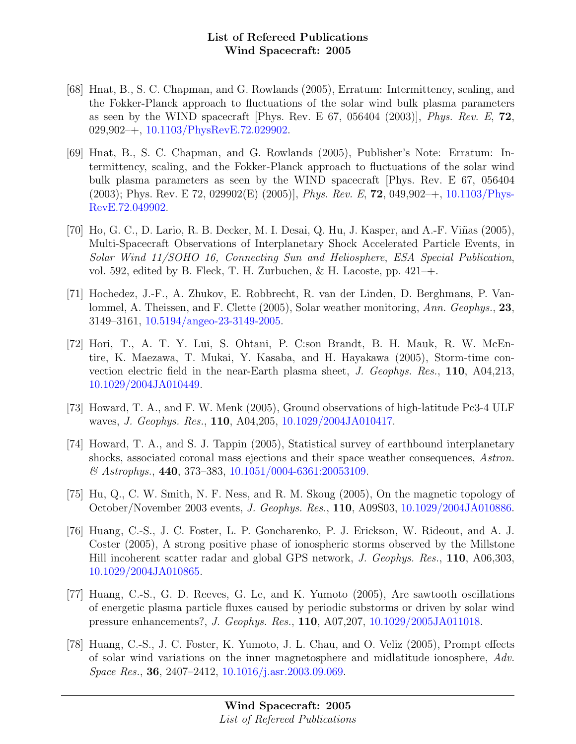[68] Hnat, B., S. C. Chapman, and G. Rowlands (2005), Erratum: Intermittency, scaling, and the Fokker-Planck approach to fluctuations of the solar wind bulk plasma parameters as seen by the WIND spacecraft [Phys. Rev. E 67, 056404 (2003)], *Phys. Rev. E*, **72**, 029,902–+, 10.1103/PhysRevE.72.029902.

[69] Hnat, B., S. C. Chapman, and G. Rowlands (2005), Publisher's Note: Erratum: Intermittency, scaling, and the Fokker-Planck approach to fluctuations of the solar wind bulk plasma parameters as seen by the WIND spacecraft [Phys. Rev. E 67, 056404 (2003); Phys. Rev. E 72, 029902(E) (2005)], *Phys. Rev. E*, **72**, 049,902–+, 10.1103/PhysRevE.72.049902.

[70] Ho, G. C., D. Lario, R. B. Decker, M. I. Desai, Q. Hu, J. Kasper, and A.-F. Viñas (2005), Multi-Spacecraft Observations of Interplanetary Shock Accelerated Particle Events, in *Solar Wind 11/SOHO 16, Connecting Sun and Heliosphere*, *ESA Special Publication*, vol. 592, edited by B. Fleck, T. H. Zurbuchen, & H. Lacoste, pp. 421–+.

[71] Hochedez, J.-F., A. Zhukov, E. Robbrecht, R. van der Linden, D. Berghmans, P. Vanlommel, A. Theissen, and F. Clette (2005), Solar weather monitoring, *Ann. Geophys.*, **23**, 3149–3161, 10.5194/angeo-23-3149-2005.

[72] Hori, T., A. T. Y. Lui, S. Ohtani, P. C:son Brandt, B. H. Mauk, R. W. McEntire, K. Maezawa, T. Mukai, Y. Kasaba, and H. Hayakawa (2005), Storm-time convection electric field in the near-Earth plasma sheet, *J. Geophys. Res.*, **110**, A04,213, 10.1029/2004JA010449.

[73] Howard, T. A., and F. W. Menk (2005), Ground observations of high-latitude Pc3-4 ULF waves, *J. Geophys. Res.*, **110**, A04,205, 10.1029/2004JA010417.

[74] Howard, T. A., and S. J. Tappin (2005), Statistical survey of earthbound interplanetary shocks, associated coronal mass ejections and their space weather consequences, *Astron. & Astrophys.*, **440**, 373–383, 10.1051/0004-6361:20053109.

[75] Hu, Q., C. W. Smith, N. F. Ness, and R. M. Skoug (2005), On the magnetic topology of October/November 2003 events, *J. Geophys. Res.*, **110**, A09S03, 10.1029/2004JA010886.

[76] Huang, C.-S., J. C. Foster, L. P. Goncharenko, P. J. Erickson, W. Rideout, and A. J. Coster (2005), A strong positive phase of ionospheric storms observed by the Millstone Hill incoherent scatter radar and global GPS network, *J. Geophys. Res.*, **110**, A06,303, 10.1029/2004JA010865.

[77] Huang, C.-S., G. D. Reeves, G. Le, and K. Yumoto (2005), Are sawtooth oscillations of energetic plasma particle fluxes caused by periodic substorms or driven by solar wind pressure enhancements?, *J. Geophys. Res.*, **110**, A07,207, 10.1029/2005JA011018.

[78] Huang, C.-S., J. C. Foster, K. Yumoto, J. L. Chau, and O. Veliz (2005), Prompt effects of solar wind variations on the inner magnetosphere and midlatitude ionosphere, *Adv. Space Res.*, **36**, 2407–2412, 10.1016/j.asr.2003.09.069.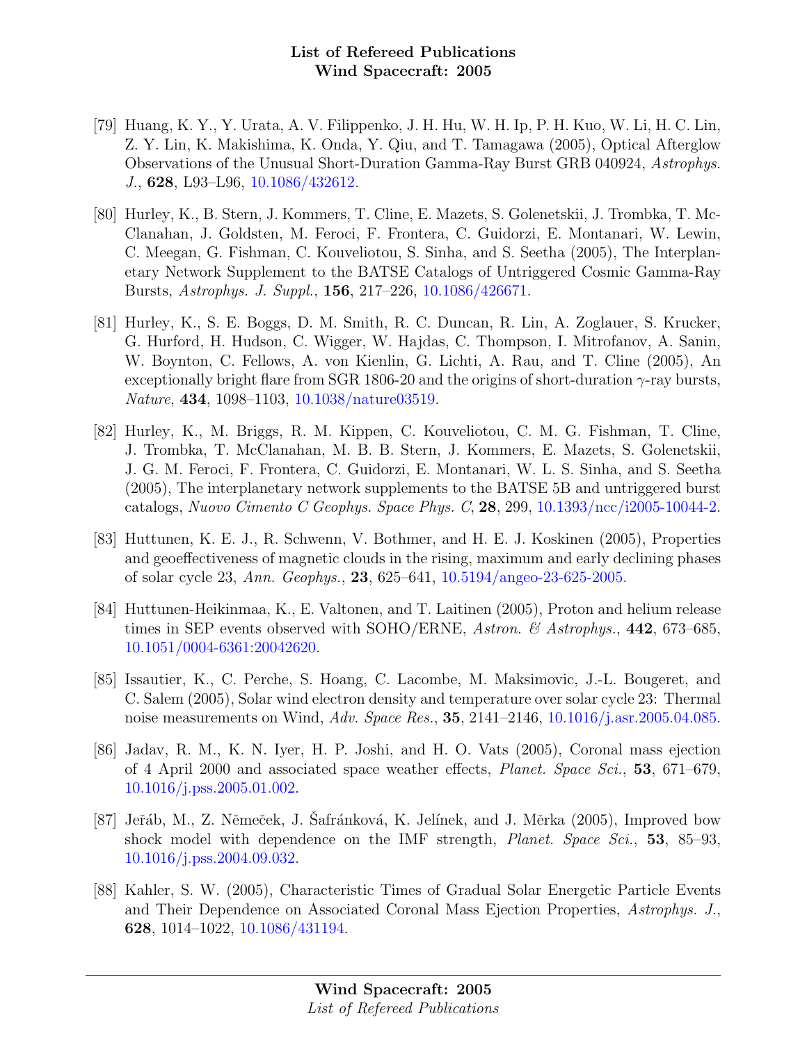[79] Huang, K. Y., Y. Urata, A. V. Filippenko, J. H. Hu, W. H. Ip, P. H. Kuo, W. Li, H. C. Lin, Z. Y. Lin, K. Makishima, K. Onda, Y. Qiu, and T. Tamagawa (2005), Optical Afterglow Observations of the Unusual Short-Duration Gamma-Ray Burst GRB 040924, *Astrophys. J.*, **628**, L93–L96, 10.1086/432612.

[80] Hurley, K., B. Stern, J. Kommers, T. Cline, E. Mazets, S. Golenetskii, J. Trombka, T. McClanahan, J. Goldsten, M. Feroci, F. Frontera, C. Guidorzi, E. Montanari, W. Lewin, C. Meegan, G. Fishman, C. Kouveliotou, S. Sinha, and S. Seetha (2005), The Interplanetary Network Supplement to the BATSE Catalogs of Untriggered Cosmic Gamma-Ray Bursts, *Astrophys. J. Suppl.*, **156**, 217–226, 10.1086/426671.

[81] Hurley, K., S. E. Boggs, D. M. Smith, R. C. Duncan, R. Lin, A. Zoglauer, S. Krucker, G. Hurford, H. Hudson, C. Wigger, W. Hajdas, C. Thompson, I. Mitrofanov, A. Sanin, W. Boynton, C. Fellows, A. von Kienlin, G. Lichti, A. Rau, and T. Cline (2005), An exceptionally bright flare from SGR 1806-20 and the origins of short-duration $\gamma$-ray bursts, *Nature*, **434**, 1098–1103, 10.1038/nature03519.

[82] Hurley, K., M. Briggs, R. M. Kippen, C. Kouveliotou, C. M. G. Fishman, T. Cline, J. Trombka, T. McClanahan, M. B. B. Stern, J. Kommers, E. Mazets, S. Golenetskii, J. G. M. Feroci, F. Frontera, C. Guidorzi, E. Montanari, W. L. S. Sinha, and S. Seetha (2005), The interplanetary network supplements to the BATSE 5B and untriggered burst catalogs, *Nuovo Cimento C Geophys. Space Phys. C*, **28**, 299, 10.1393/ncc/i2005-10044-2.

[83] Huttunen, K. E. J., R. Schwenn, V. Bothmer, and H. E. J. Koskinen (2005), Properties and geoeffectiveness of magnetic clouds in the rising, maximum and early declining phases of solar cycle 23, *Ann. Geophys.*, **23**, 625–641, 10.5194/angeo-23-625-2005.

[84] Huttunen-Heikinmaa, K., E. Valtonen, and T. Laitinen (2005), Proton and helium release times in SEP events observed with SOHO/ERNE, *Astron. & Astrophys.*, **442**, 673–685, 10.1051/0004-6361:20042620.

[85] Issautier, K., C. Perche, S. Hoang, C. Lacombe, M. Maksimovic, J.-L. Bougeret, and C. Salem (2005), Solar wind electron density and temperature over solar cycle 23: Thermal noise measurements on Wind, *Adv. Space Res.*, **35**, 2141–2146, 10.1016/j.asr.2005.04.085.

[86] Jadav, R. M., K. N. Iyer, H. P. Joshi, and H. O. Vats (2005), Coronal mass ejection of 4 April 2000 and associated space weather effects, *Planet. Space Sci.*, **53**, 671–679, 10.1016/j.pss.2005.01.002.

[87] Jeřáb, M., Z. Němeček, J. Šafránková, K. Jelínek, and J. Měrka (2005), Improved bow shock model with dependence on the IMF strength, *Planet. Space Sci.*, **53**, 85–93, 10.1016/j.pss.2004.09.032.

[88] Kahler, S. W. (2005), Characteristic Times of Gradual Solar Energetic Particle Events and Their Dependence on Associated Coronal Mass Ejection Properties, *Astrophys. J.*, **628**, 1014–1022, 10.1086/431194.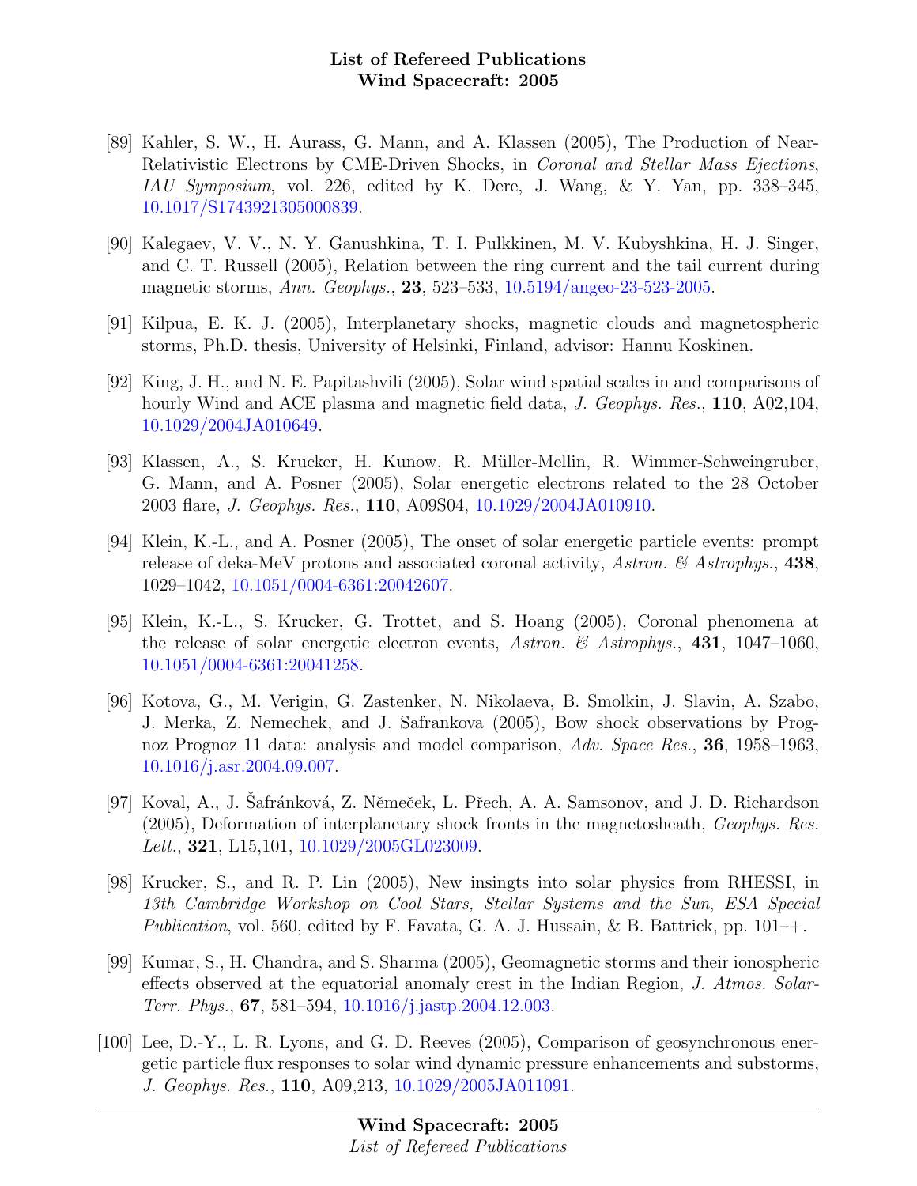[89] Kahler, S. W., H. Aurass, G. Mann, and A. Klassen (2005), The Production of Near-Relativistic Electrons by CME-Driven Shocks, in *Coronal and Stellar Mass Ejections, IAU Symposium*, vol. 226, edited by K. Dere, J. Wang, & Y. Yan, pp. 338–345, 10.1017/S1743921305000839.

[90] Kalegaev, V. V., N. Y. Ganushkina, T. I. Pulkkinen, M. V. Kubyshkina, H. J. Singer, and C. T. Russell (2005), Relation between the ring current and the tail current during magnetic storms, *Ann. Geophys.*, **23**, 523–533, 10.5194/angeo-23-523-2005.

[91] Kilpua, E. K. J. (2005), Interplanetary shocks, magnetic clouds and magnetospheric storms, Ph.D. thesis, University of Helsinki, Finland, advisor: Hannu Koskinen.

[92] King, J. H., and N. E. Papitashvili (2005), Solar wind spatial scales in and comparisons of hourly Wind and ACE plasma and magnetic field data, *J. Geophys. Res.*, **110**, A02,104, 10.1029/2004JA010649.

[93] Klassen, A., S. Krucker, H. Kunow, R. Müller-Mellin, R. Wimmer-Schweingruber, G. Mann, and A. Posner (2005), Solar energetic electrons related to the 28 October 2003 flare, *J. Geophys. Res.*, **110**, A09S04, 10.1029/2004JA010910.

[94] Klein, K.-L., and A. Posner (2005), The onset of solar energetic particle events: prompt release of deka-MeV protons and associated coronal activity, *Astron. & Astrophys.*, **438**, 1029–1042, 10.1051/0004-6361:20042607.

[95] Klein, K.-L., S. Krucker, G. Trottet, and S. Hoang (2005), Coronal phenomena at the release of solar energetic electron events, *Astron. & Astrophys.*, **431**, 1047–1060, 10.1051/0004-6361:20041258.

[96] Kotova, G., M. Verigin, G. Zastenker, N. Nikolaeva, B. Smolkin, J. Slavin, A. Szabo, J. Merka, Z. Nemechek, and J. Safrankova (2005), Bow shock observations by Prognoz Prognoz 11 data: analysis and model comparison, *Adv. Space Res.*, **36**, 1958–1963, 10.1016/j.asr.2004.09.007.

[97] Koval, A., J. Šafránková, Z. Němeček, L. Přech, A. A. Samsonov, and J. D. Richardson (2005), Deformation of interplanetary shock fronts in the magnetosheath, *Geophys. Res. Lett.*, **321**, L15,101, 10.1029/2005GL023009.

[98] Krucker, S., and R. P. Lin (2005), New insingts into solar physics from RHESSI, in *13th Cambridge Workshop on Cool Stars, Stellar Systems and the Sun*, *ESA Special Publication*, vol. 560, edited by F. Favata, G. A. J. Hussain, & B. Battrick, pp. 101–+.

[99] Kumar, S., H. Chandra, and S. Sharma (2005), Geomagnetic storms and their ionospheric effects observed at the equatorial anomaly crest in the Indian Region, *J. Atmos. Solar-Terr. Phys.*, **67**, 581–594, 10.1016/j.jastp.2004.12.003.

[100] Lee, D.-Y., L. R. Lyons, and G. D. Reeves (2005), Comparison of geosynchronous energetic particle flux responses to solar wind dynamic pressure enhancements and substorms, *J. Geophys. Res.*, **110**, A09,213, 10.1029/2005JA011091.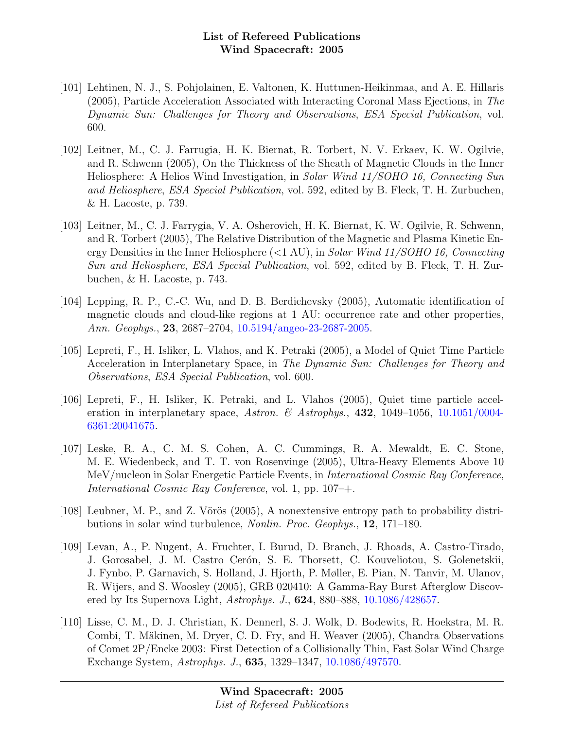[101] Lehtinen, N. J., S. Pohjolainen, E. Valtonen, K. Huttunen-Heikinmaa, and A. E. Hillaris (2005), Particle Acceleration Associated with Interacting Coronal Mass Ejections, in *The Dynamic Sun: Challenges for Theory and Observations*, *ESA Special Publication*, vol. 600.

[102] Leitner, M., C. J. Farrugia, H. K. Biernat, R. Torbert, N. V. Erkaev, K. W. Ogilvie, and R. Schwenn (2005), On the Thickness of the Sheath of Magnetic Clouds in the Inner Heliosphere: A Helios Wind Investigation, in *Solar Wind 11/SOHO 16, Connecting Sun and Heliosphere*, *ESA Special Publication*, vol. 592, edited by B. Fleck, T. H. Zurbuchen, & H. Lacoste, p. 739.

[103] Leitner, M., C. J. Farrygia, V. A. Osherovich, H. K. Biernat, K. W. Ogilvie, R. Schwenn, and R. Torbert (2005), The Relative Distribution of the Magnetic and Plasma Kinetic Energy Densities in the Inner Heliosphere (<1 AU), in *Solar Wind 11/SOHO 16, Connecting Sun and Heliosphere*, *ESA Special Publication*, vol. 592, edited by B. Fleck, T. H. Zurbuchen, & H. Lacoste, p. 743.

[104] Lepping, R. P., C.-C. Wu, and D. B. Berdichevsky (2005), Automatic identification of magnetic clouds and cloud-like regions at 1 AU: occurrence rate and other properties, *Ann. Geophys.*, **23**, 2687–2704, 10.5194/angeo-23-2687-2005.

[105] Lepreti, F., H. Isliker, L. Vlahos, and K. Petraki (2005), a Model of Quiet Time Particle Acceleration in Interplanetary Space, in *The Dynamic Sun: Challenges for Theory and Observations*, *ESA Special Publication*, vol. 600.

[106] Lepreti, F., H. Isliker, K. Petraki, and L. Vlahos (2005), Quiet time particle acceleration in interplanetary space, *Astron. & Astrophys.*, **432**, 1049–1056, 10.1051/0004-6361:20041675.

[107] Leske, R. A., C. M. S. Cohen, A. C. Cummings, R. A. Mewaldt, E. C. Stone, M. E. Wiedenbeck, and T. T. von Rosenvinge (2005), Ultra-Heavy Elements Above 10 MeV/nucleon in Solar Energetic Particle Events, in *International Cosmic Ray Conference*, *International Cosmic Ray Conference*, vol. 1, pp. 107–+.

[108] Leubner, M. P., and Z. Vörös (2005), A nonextensive entropy path to probability distributions in solar wind turbulence, *Nonlin. Proc. Geophys.*, **12**, 171–180.

[109] Levan, A., P. Nugent, A. Fruchter, I. Burud, D. Branch, J. Rhoads, A. Castro-Tirado, J. Gorosabel, J. M. Castro Cerón, S. E. Thorsett, C. Kouveliotou, S. Golenetskii, J. Fynbo, P. Garnavich, S. Holland, J. Hjorth, P. Møller, E. Pian, N. Tanvir, M. Ulanov, R. Wijers, and S. Woosley (2005), GRB 020410: A Gamma-Ray Burst Afterglow Discovered by Its Supernova Light, *Astrophys. J.*, **624**, 880–888, 10.1086/428657.

[110] Lisse, C. M., D. J. Christian, K. Dennerl, S. J. Wolk, D. Bodewits, R. Hoekstra, M. R. Combi, T. Mäkinen, M. Dryer, C. D. Fry, and H. Weaver (2005), Chandra Observations of Comet 2P/Encke 2003: First Detection of a Collisionally Thin, Fast Solar Wind Charge Exchange System, *Astrophys. J.*, **635**, 1329–1347, 10.1086/497570.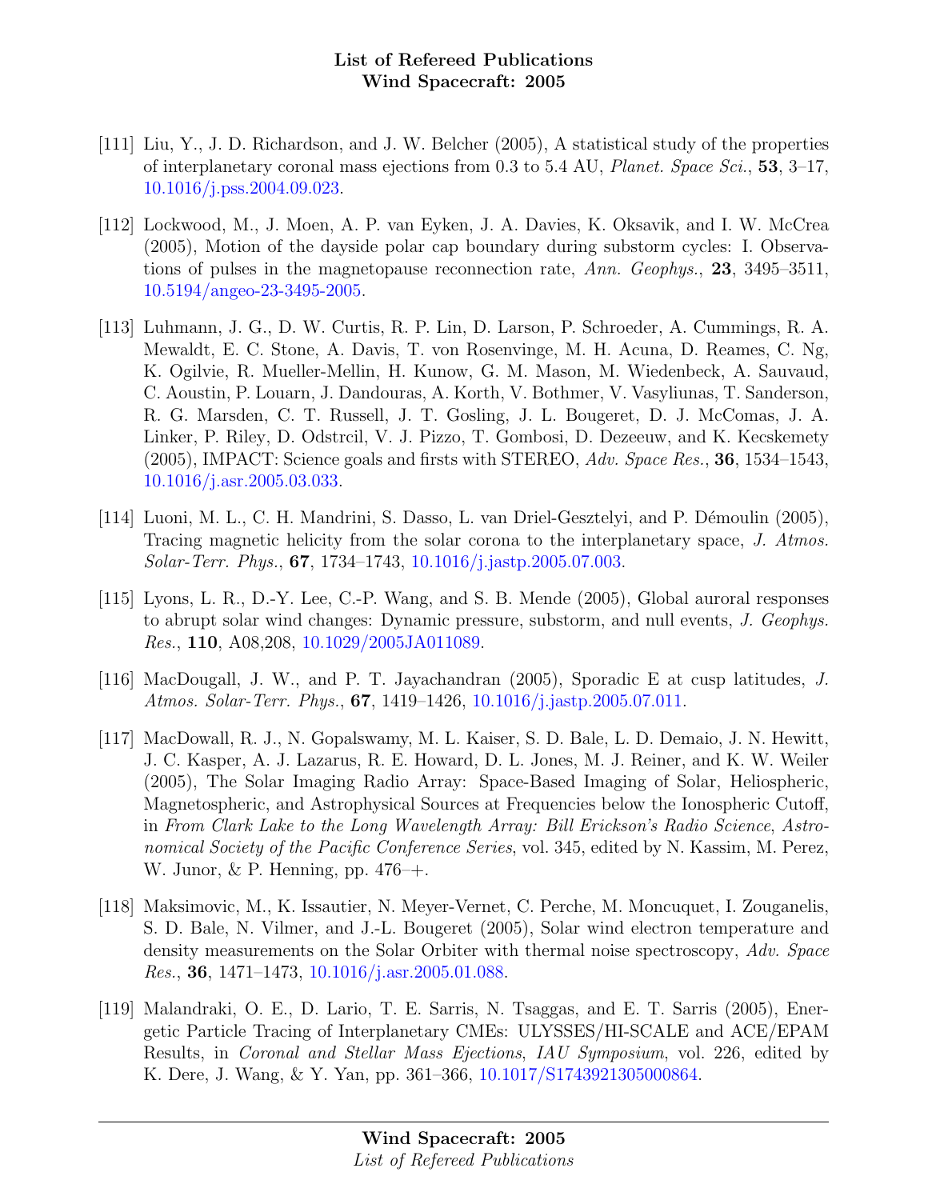[111] Liu, Y., J. D. Richardson, and J. W. Belcher (2005), A statistical study of the properties of interplanetary coronal mass ejections from 0.3 to 5.4 AU, *Planet. Space Sci.*, **53**, 3–17, 10.1016/j.pss.2004.09.023.

[112] Lockwood, M., J. Moen, A. P. van Eyken, J. A. Davies, K. Oksavik, and I. W. McCrea (2005), Motion of the dayside polar cap boundary during substorm cycles: I. Observations of pulses in the magnetopause reconnection rate, *Ann. Geophys.*, **23**, 3495–3511, 10.5194/angeo-23-3495-2005.

[113] Luhmann, J. G., D. W. Curtis, R. P. Lin, D. Larson, P. Schroeder, A. Cummings, R. A. Mewaldt, E. C. Stone, A. Davis, T. von Rosenvinge, M. H. Acuna, D. Reames, C. Ng, K. Ogilvie, R. Mueller-Mellin, H. Kunow, G. M. Mason, M. Wiedenbeck, A. Sauvaud, C. Aoustin, P. Louarn, J. Dandouras, A. Korth, V. Bothmer, V. Vasyliunas, T. Sanderson, R. G. Marsden, C. T. Russell, J. T. Gosling, J. L. Bougeret, D. J. McComas, J. A. Linker, P. Riley, D. Odstrcil, V. J. Pizzo, T. Gombosi, D. Dezeeuw, and K. Kecskemety (2005), IMPACT: Science goals and firsts with STEREO, *Adv. Space Res.*, **36**, 1534–1543, 10.1016/j.asr.2005.03.033.

[114] Luoni, M. L., C. H. Mandrini, S. Dasso, L. van Driel-Gesztelyi, and P. Démoulin (2005), Tracing magnetic helicity from the solar corona to the interplanetary space, *J. Atmos. Solar-Terr. Phys.*, **67**, 1734–1743, 10.1016/j.jastp.2005.07.003.

[115] Lyons, L. R., D.-Y. Lee, C.-P. Wang, and S. B. Mende (2005), Global auroral responses to abrupt solar wind changes: Dynamic pressure, substorm, and null events, *J. Geophys. Res.*, **110**, A08,208, 10.1029/2005JA011089.

[116] MacDougall, J. W., and P. T. Jayachandran (2005), Sporadic E at cusp latitudes, *J. Atmos. Solar-Terr. Phys.*, **67**, 1419–1426, 10.1016/j.jastp.2005.07.011.

[117] MacDowall, R. J., N. Gopalswamy, M. L. Kaiser, S. D. Bale, L. D. Demaio, J. N. Hewitt, J. C. Kasper, A. J. Lazarus, R. E. Howard, D. L. Jones, M. J. Reiner, and K. W. Weiler (2005), The Solar Imaging Radio Array: Space-Based Imaging of Solar, Heliospheric, Magnetospheric, and Astrophysical Sources at Frequencies below the Ionospheric Cutoff, in *From Clark Lake to the Long Wavelength Array: Bill Erickson's Radio Science*, *Astronomical Society of the Pacific Conference Series*, vol. 345, edited by N. Kassim, M. Perez, W. Junor, & P. Henning, pp. 476–+.

[118] Maksimovic, M., K. Issautier, N. Meyer-Vernet, C. Perche, M. Moncuquet, I. Zouganelis, S. D. Bale, N. Vilmer, and J.-L. Bougeret (2005), Solar wind electron temperature and density measurements on the Solar Orbiter with thermal noise spectroscopy, *Adv. Space Res.*, **36**, 1471–1473, 10.1016/j.asr.2005.01.088.

[119] Malandraki, O. E., D. Lario, T. E. Sarris, N. Tsaggas, and E. T. Sarris (2005), Energetic Particle Tracing of Interplanetary CMEs: ULYSSES/HI-SCALE and ACE/EPAM Results, in *Coronal and Stellar Mass Ejections*, *IAU Symposium*, vol. 226, edited by K. Dere, J. Wang, & Y. Yan, pp. 361–366, 10.1017/S1743921305000864.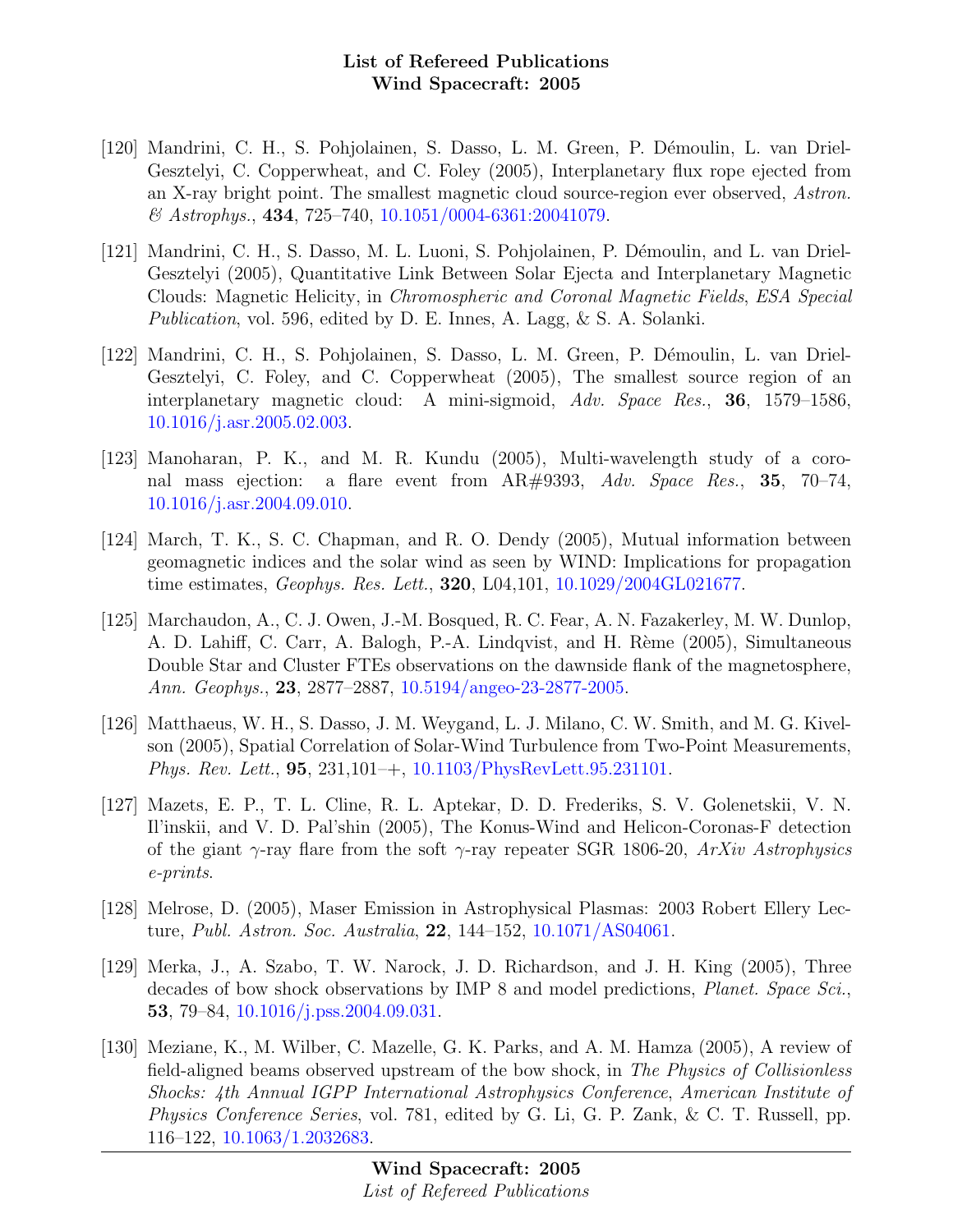[120] Mandrini, C. H., S. Pohjolainen, S. Dasso, L. M. Green, P. Démoulin, L. van Driel-Gesztelyi, C. Copperwheat, and C. Foley (2005), Interplanetary flux rope ejected from an X-ray bright point. The smallest magnetic cloud source-region ever observed, *Astron. & Astrophys.*, **434**, 725–740, 10.1051/0004-6361:20041079.

[121] Mandrini, C. H., S. Dasso, M. L. Luoni, S. Pohjolainen, P. Démoulin, and L. van Driel-Gesztelyi (2005), Quantitative Link Between Solar Ejecta and Interplanetary Magnetic Clouds: Magnetic Helicity, in *Chromospheric and Coronal Magnetic Fields*, *ESA Special Publication*, vol. 596, edited by D. E. Innes, A. Lagg, & S. A. Solanki.

[122] Mandrini, C. H., S. Pohjolainen, S. Dasso, L. M. Green, P. Démoulin, L. van Driel-Gesztelyi, C. Foley, and C. Copperwheat (2005), The smallest source region of an interplanetary magnetic cloud: A mini-sigmoid, *Adv. Space Res.*, **36**, 1579–1586, 10.1016/j.asr.2005.02.003.

[123] Manoharan, P. K., and M. R. Kundu (2005), Multi-wavelength study of a coronal mass ejection: a flare event from AR#9393, *Adv. Space Res.*, **35**, 70–74, 10.1016/j.asr.2004.09.010.

[124] March, T. K., S. C. Chapman, and R. O. Dendy (2005), Mutual information between geomagnetic indices and the solar wind as seen by WIND: Implications for propagation time estimates, *Geophys. Res. Lett.*, **320**, L04,101, 10.1029/2004GL021677.

[125] Marchaudon, A., C. J. Owen, J.-M. Bosqued, R. C. Fear, A. N. Fazakerley, M. W. Dunlop, A. D. Lahiff, C. Carr, A. Balogh, P.-A. Lindqvist, and H. Rème (2005), Simultaneous Double Star and Cluster FTEs observations on the dawnside flank of the magnetosphere, *Ann. Geophys.*, **23**, 2877–2887, 10.5194/angeo-23-2877-2005.

[126] Matthaeus, W. H., S. Dasso, J. M. Weygand, L. J. Milano, C. W. Smith, and M. G. Kivelson (2005), Spatial Correlation of Solar-Wind Turbulence from Two-Point Measurements, *Phys. Rev. Lett.*, **95**, 231,101–+, 10.1103/PhysRevLett.95.231101.

[127] Mazets, E. P., T. L. Cline, R. L. Aptekar, D. D. Frederiks, S. V. Golenetskii, V. N. Il'inskii, and V. D. Pal'shin (2005), The Konus-Wind and Helicon-Coronas-F detection of the giant $\gamma$-ray flare from the soft $\gamma$-ray repeater SGR 1806-20, *ArXiv Astrophysics e-prints*.

[128] Melrose, D. (2005), Maser Emission in Astrophysical Plasmas: 2003 Robert Ellery Lecture, *Publ. Astron. Soc. Australia*, **22**, 144–152, 10.1071/AS04061.

[129] Merka, J., A. Szabo, T. W. Narock, J. D. Richardson, and J. H. King (2005), Three decades of bow shock observations by IMP 8 and model predictions, *Planet. Space Sci.*, **53**, 79–84, 10.1016/j.pss.2004.09.031.

[130] Meziane, K., M. Wilber, C. Mazelle, G. K. Parks, and A. M. Hamza (2005), A review of field-aligned beams observed upstream of the bow shock, in *The Physics of Collisionless Shocks: 4th Annual IGPP International Astrophysics Conference*, *American Institute of Physics Conference Series*, vol. 781, edited by G. Li, G. P. Zank, & C. T. Russell, pp. 116–122, 10.1063/1.2032683.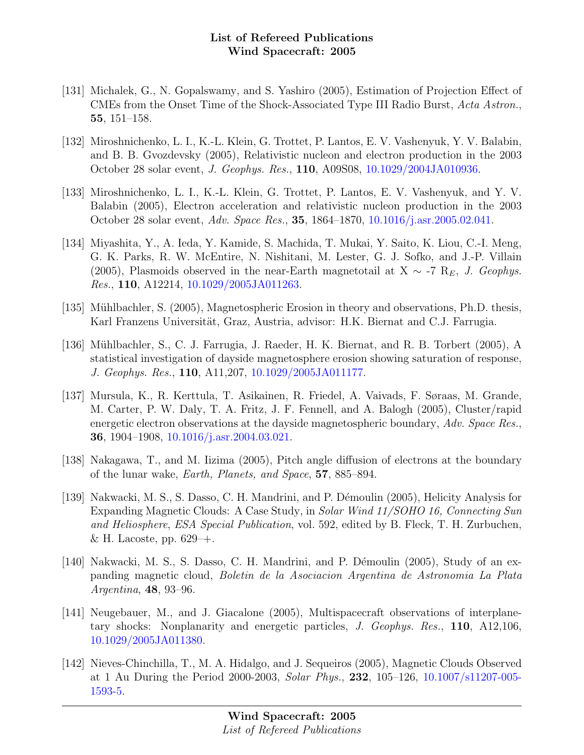[131] Michalek, G., N. Gopalswamy, and S. Yashiro (2005), Estimation of Projection Effect of CMEs from the Onset Time of the Shock-Associated Type III Radio Burst, *Acta Astron.*, **55**, 151–158.

[132] Miroshnichenko, L. I., K.-L. Klein, G. Trottet, P. Lantos, E. V. Vashenyuk, Y. V. Balabin, and B. B. Gvozdevsky (2005), Relativistic nucleon and electron production in the 2003 October 28 solar event, *J. Geophys. Res.*, **110**, A09S08, 10.1029/2004JA010936.

[133] Miroshnichenko, L. I., K.-L. Klein, G. Trottet, P. Lantos, E. V. Vashenyuk, and Y. V. Balabin (2005), Electron acceleration and relativistic nucleon production in the 2003 October 28 solar event, *Adv. Space Res.*, **35**, 1864–1870, 10.1016/j.asr.2005.02.041.

[134] Miyashita, Y., A. Ieda, Y. Kamide, S. Machida, T. Mukai, Y. Saito, K. Liou, C.-I. Meng, G. K. Parks, R. W. McEntire, N. Nishitani, M. Lester, G. J. Sofko, and J.-P. Villain (2005), Plasmoids observed in the near-Earth magnetotail at X $\sim$ -7 $R_E$, *J. Geophys. Res.*, **110**, A12214, 10.1029/2005JA011263.

[135] Mühlbachler, S. (2005), Magnetospheric Erosion in theory and observations, Ph.D. thesis, Karl Franzens Universität, Graz, Austria, advisor: H.K. Biernat and C.J. Farrugia.

[136] Mühlbachler, S., C. J. Farrugia, J. Raeder, H. K. Biernat, and R. B. Torbert (2005), A statistical investigation of dayside magnetosphere erosion showing saturation of response, *J. Geophys. Res.*, **110**, A11,207, 10.1029/2005JA011177.

[137] Mursula, K., R. Kerttula, T. Asikainen, R. Friedel, A. Vaivads, F. Søraas, M. Grande, M. Carter, P. W. Daly, T. A. Fritz, J. F. Fennell, and A. Balogh (2005), Cluster/rapid energetic electron observations at the dayside magnetospheric boundary, *Adv. Space Res.*, **36**, 1904–1908, 10.1016/j.asr.2004.03.021.

[138] Nakagawa, T., and M. Iizima (2005), Pitch angle diffusion of electrons at the boundary of the lunar wake, *Earth, Planets, and Space*, **57**, 885–894.

[139] Nakwacki, M. S., S. Dasso, C. H. Mandrini, and P. Démoulin (2005), Helicity Analysis for Expanding Magnetic Clouds: A Case Study, in *Solar Wind 11/SOHO 16, Connecting Sun and Heliosphere*, *ESA Special Publication*, vol. 592, edited by B. Fleck, T. H. Zurbuchen, & H. Lacoste, pp. 629–+.

[140] Nakwacki, M. S., S. Dasso, C. H. Mandrini, and P. Démoulin (2005), Study of an expanding magnetic cloud, *Boletin de la Asociacion Argentina de Astronomia La Plata Argentina*, **48**, 93–96.

[141] Neugebauer, M., and J. Giacalone (2005), Multispacecraft observations of interplanetary shocks: Nonplanarity and energetic particles, *J. Geophys. Res.*, **110**, A12,106, 10.1029/2005JA011380.

[142] Nieves-Chinchilla, T., M. A. Hidalgo, and J. Sequeiros (2005), Magnetic Clouds Observed at 1 Au During the Period 2000-2003, *Solar Phys.*, **232**, 105–126, 10.1007/s11207-005-1593-5.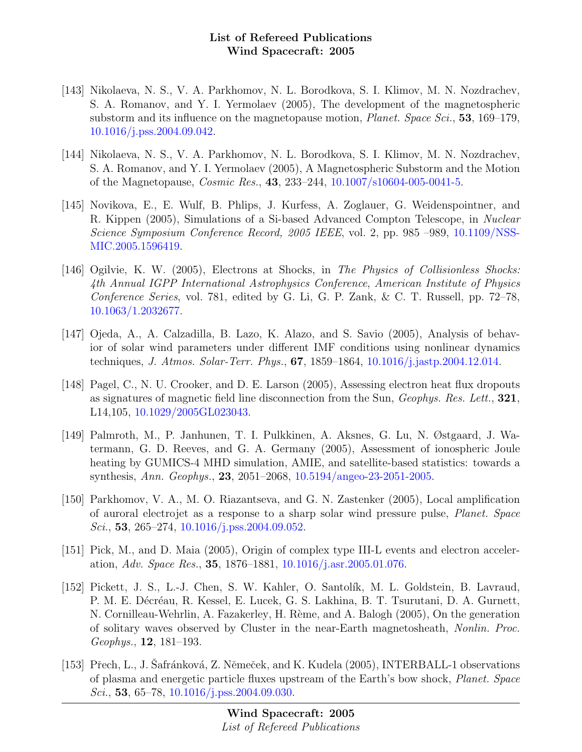[143] Nikolaeva, N. S., V. A. Parkhomov, N. L. Borodkova, S. I. Klimov, M. N. Nozdrachev, S. A. Romanov, and Y. I. Yermolaev (2005), The development of the magnetospheric substorm and its influence on the magnetopause motion, *Planet. Space Sci.*, **53**, 169–179, 10.1016/j.pss.2004.09.042.

[144] Nikolaeva, N. S., V. A. Parkhomov, N. L. Borodkova, S. I. Klimov, M. N. Nozdrachev, S. A. Romanov, and Y. I. Yermolaev (2005), A Magnetospheric Substorm and the Motion of the Magnetopause, *Cosmic Res.*, **43**, 233–244, 10.1007/s10604-005-0041-5.

[145] Novikova, E., E. Wulf, B. Phlips, J. Kurfess, A. Zoglauer, G. Weidenspointner, and R. Kippen (2005), Simulations of a Si-based Advanced Compton Telescope, in *Nuclear Science Symposium Conference Record, 2005 IEEE*, vol. 2, pp. 985 –989, 10.1109/NSS-MIC.2005.1596419.

[146] Ogilvie, K. W. (2005), Electrons at Shocks, in *The Physics of Collisionless Shocks: 4th Annual IGPP International Astrophysics Conference*, *American Institute of Physics Conference Series*, vol. 781, edited by G. Li, G. P. Zank, & C. T. Russell, pp. 72–78, 10.1063/1.2032677.

[147] Ojeda, A., A. Calzadilla, B. Lazo, K. Alazo, and S. Savio (2005), Analysis of behavior of solar wind parameters under different IMF conditions using nonlinear dynamics techniques, *J. Atmos. Solar-Terr. Phys.*, **67**, 1859–1864, 10.1016/j.jastp.2004.12.014.

[148] Pagel, C., N. U. Crooker, and D. E. Larson (2005), Assessing electron heat flux dropouts as signatures of magnetic field line disconnection from the Sun, *Geophys. Res. Lett.*, **321**, L14,105, 10.1029/2005GL023043.

[149] Palmroth, M., P. Janhunen, T. I. Pulkkinen, A. Aksnes, G. Lu, N. Østgaard, J. Watermann, G. D. Reeves, and G. A. Germany (2005), Assessment of ionospheric Joule heating by GUMICS-4 MHD simulation, AMIE, and satellite-based statistics: towards a synthesis, *Ann. Geophys.*, **23**, 2051–2068, 10.5194/angeo-23-2051-2005.

[150] Parkhomov, V. A., M. O. Riazantseva, and G. N. Zastenker (2005), Local amplification of auroral electrojet as a response to a sharp solar wind pressure pulse, *Planet. Space Sci.*, **53**, 265–274, 10.1016/j.pss.2004.09.052.

[151] Pick, M., and D. Maia (2005), Origin of complex type III-L events and electron acceleration, *Adv. Space Res.*, **35**, 1876–1881, 10.1016/j.asr.2005.01.076.

[152] Pickett, J. S., L.-J. Chen, S. W. Kahler, O. Santolík, M. L. Goldstein, B. Lavraud, P. M. E. Décréau, R. Kessel, E. Lucek, G. S. Lakhina, B. T. Tsurutani, D. A. Gurnett, N. Cornilleau-Wehrlin, A. Fazakerley, H. Rème, and A. Balogh (2005), On the generation of solitary waves observed by Cluster in the near-Earth magnetosheath, *Nonlin. Proc. Geophys.*, **12**, 181–193.

[153] Přech, L., J. Šafránková, Z. Němeček, and K. Kudela (2005), INTERBALL-1 observations of plasma and energetic particle fluxes upstream of the Earth's bow shock, *Planet. Space Sci.*, **53**, 65–78, 10.1016/j.pss.2004.09.030.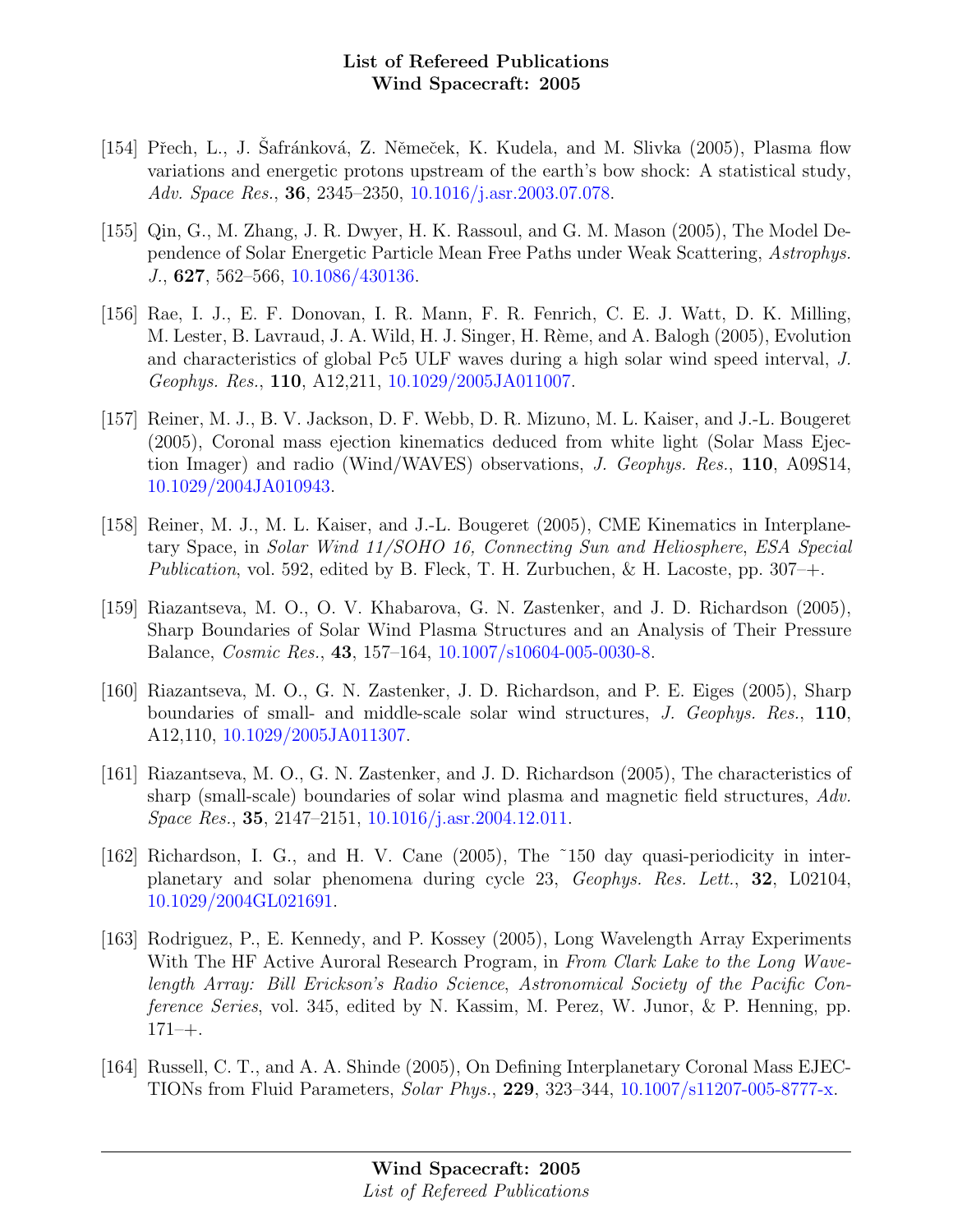[154] Přech, L., J. Šafránková, Z. Němeček, K. Kudela, and M. Slivka (2005), Plasma flow variations and energetic protons upstream of the earth's bow shock: A statistical study, *Adv. Space Res.*, **36**, 2345–2350, 10.1016/j.asr.2003.07.078.

[155] Qin, G., M. Zhang, J. R. Dwyer, H. K. Rassoul, and G. M. Mason (2005), The Model Dependence of Solar Energetic Particle Mean Free Paths under Weak Scattering, *Astrophys. J.*, **627**, 562–566, 10.1086/430136.

[156] Rae, I. J., E. F. Donovan, I. R. Mann, F. R. Fenrich, C. E. J. Watt, D. K. Milling, M. Lester, B. Lavraud, J. A. Wild, H. J. Singer, H. Rème, and A. Balogh (2005), Evolution and characteristics of global Pc5 ULF waves during a high solar wind speed interval, *J. Geophys. Res.*, **110**, A12,211, 10.1029/2005JA011007.

[157] Reiner, M. J., B. V. Jackson, D. F. Webb, D. R. Mizuno, M. L. Kaiser, and J.-L. Bougeret (2005), Coronal mass ejection kinematics deduced from white light (Solar Mass Ejection Imager) and radio (Wind/WAVES) observations, *J. Geophys. Res.*, **110**, A09S14, 10.1029/2004JA010943.

[158] Reiner, M. J., M. L. Kaiser, and J.-L. Bougeret (2005), CME Kinematics in Interplanetary Space, in *Solar Wind 11/SOHO 16, Connecting Sun and Heliosphere*, *ESA Special Publication*, vol. 592, edited by B. Fleck, T. H. Zurbuchen, & H. Lacoste, pp. 307–+.

[159] Riazantseva, M. O., O. V. Khabarova, G. N. Zastenker, and J. D. Richardson (2005), Sharp Boundaries of Solar Wind Plasma Structures and an Analysis of Their Pressure Balance, *Cosmic Res.*, **43**, 157–164, 10.1007/s10604-005-0030-8.

[160] Riazantseva, M. O., G. N. Zastenker, J. D. Richardson, and P. E. Eiges (2005), Sharp boundaries of small- and middle-scale solar wind structures, *J. Geophys. Res.*, **110**, A12,110, 10.1029/2005JA011307.

[161] Riazantseva, M. O., G. N. Zastenker, and J. D. Richardson (2005), The characteristics of sharp (small-scale) boundaries of solar wind plasma and magnetic field structures, *Adv. Space Res.*, **35**, 2147–2151, 10.1016/j.asr.2004.12.011.

[162] Richardson, I. G., and H. V. Cane (2005), The ˜150 day quasi-periodicity in interplanetary and solar phenomena during cycle 23, *Geophys. Res. Lett.*, **32**, L02104, 10.1029/2004GL021691.

[163] Rodriguez, P., E. Kennedy, and P. Kossey (2005), Long Wavelength Array Experiments With The HF Active Auroral Research Program, in *From Clark Lake to the Long Wavelength Array: Bill Erickson's Radio Science*, *Astronomical Society of the Pacific Conference Series*, vol. 345, edited by N. Kassim, M. Perez, W. Junor, & P. Henning, pp. 171–+.

[164] Russell, C. T., and A. A. Shinde (2005), On Defining Interplanetary Coronal Mass EJECTIONs from Fluid Parameters, *Solar Phys.*, **229**, 323–344, 10.1007/s11207-005-8777-x.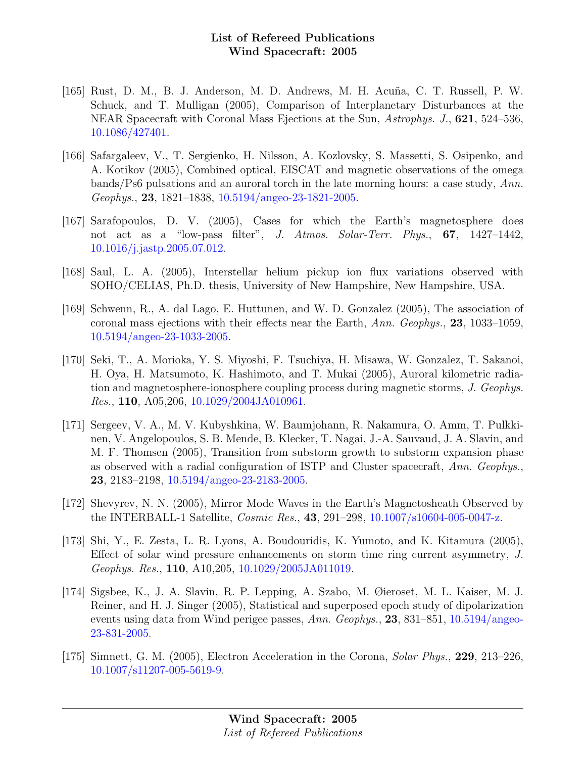[165] Rust, D. M., B. J. Anderson, M. D. Andrews, M. H. Acuña, C. T. Russell, P. W. Schuck, and T. Mulligan (2005), Comparison of Interplanetary Disturbances at the NEAR Spacecraft with Coronal Mass Ejections at the Sun, *Astrophys. J.*, **621**, 524–536, 10.1086/427401.

[166] Safargaleev, V., T. Sergienko, H. Nilsson, A. Kozlovsky, S. Massetti, S. Osipenko, and A. Kotikov (2005), Combined optical, EISCAT and magnetic observations of the omega bands/Ps6 pulsations and an auroral torch in the late morning hours: a case study, *Ann. Geophys.*, **23**, 1821–1838, 10.5194/angeo-23-1821-2005.

[167] Sarafopoulos, D. V. (2005), Cases for which the Earth's magnetosphere does not act as a "low-pass filter", *J. Atmos. Solar-Terr. Phys.*, **67**, 1427–1442, 10.1016/j.jastp.2005.07.012.

[168] Saul, L. A. (2005), Interstellar helium pickup ion flux variations observed with SOHO/CELIAS, Ph.D. thesis, University of New Hampshire, New Hampshire, USA.

[169] Schwenn, R., A. dal Lago, E. Huttunen, and W. D. Gonzalez (2005), The association of coronal mass ejections with their effects near the Earth, *Ann. Geophys.*, **23**, 1033–1059, 10.5194/angeo-23-1033-2005.

[170] Seki, T., A. Morioka, Y. S. Miyoshi, F. Tsuchiya, H. Misawa, W. Gonzalez, T. Sakanoi, H. Oya, H. Matsumoto, K. Hashimoto, and T. Mukai (2005), Auroral kilometric radiation and magnetosphere-ionosphere coupling process during magnetic storms, *J. Geophys. Res.*, **110**, A05,206, 10.1029/2004JA010961.

[171] Sergeev, V. A., M. V. Kubyshkina, W. Baumjohann, R. Nakamura, O. Amm, T. Pulkkinen, V. Angelopoulos, S. B. Mende, B. Klecker, T. Nagai, J.-A. Sauvaud, J. A. Slavin, and M. F. Thomsen (2005), Transition from substorm growth to substorm expansion phase as observed with a radial configuration of ISTP and Cluster spacecraft, *Ann. Geophys.*, **23**, 2183–2198, 10.5194/angeo-23-2183-2005.

[172] Shevyrev, N. N. (2005), Mirror Mode Waves in the Earth's Magnetosheath Observed by the INTERBALL-1 Satellite, *Cosmic Res.*, **43**, 291–298, 10.1007/s10604-005-0047-z.

[173] Shi, Y., E. Zesta, L. R. Lyons, A. Boudouridis, K. Yumoto, and K. Kitamura (2005), Effect of solar wind pressure enhancements on storm time ring current asymmetry, *J. Geophys. Res.*, **110**, A10,205, 10.1029/2005JA011019.

[174] Sigsbee, K., J. A. Slavin, R. P. Lepping, A. Szabo, M. Øieroset, M. L. Kaiser, M. J. Reiner, and H. J. Singer (2005), Statistical and superposed epoch study of dipolarization events using data from Wind perigee passes, *Ann. Geophys.*, **23**, 831–851, 10.5194/angeo-23-831-2005.

[175] Simnett, G. M. (2005), Electron Acceleration in the Corona, *Solar Phys.*, **229**, 213–226, 10.1007/s11207-005-5619-9.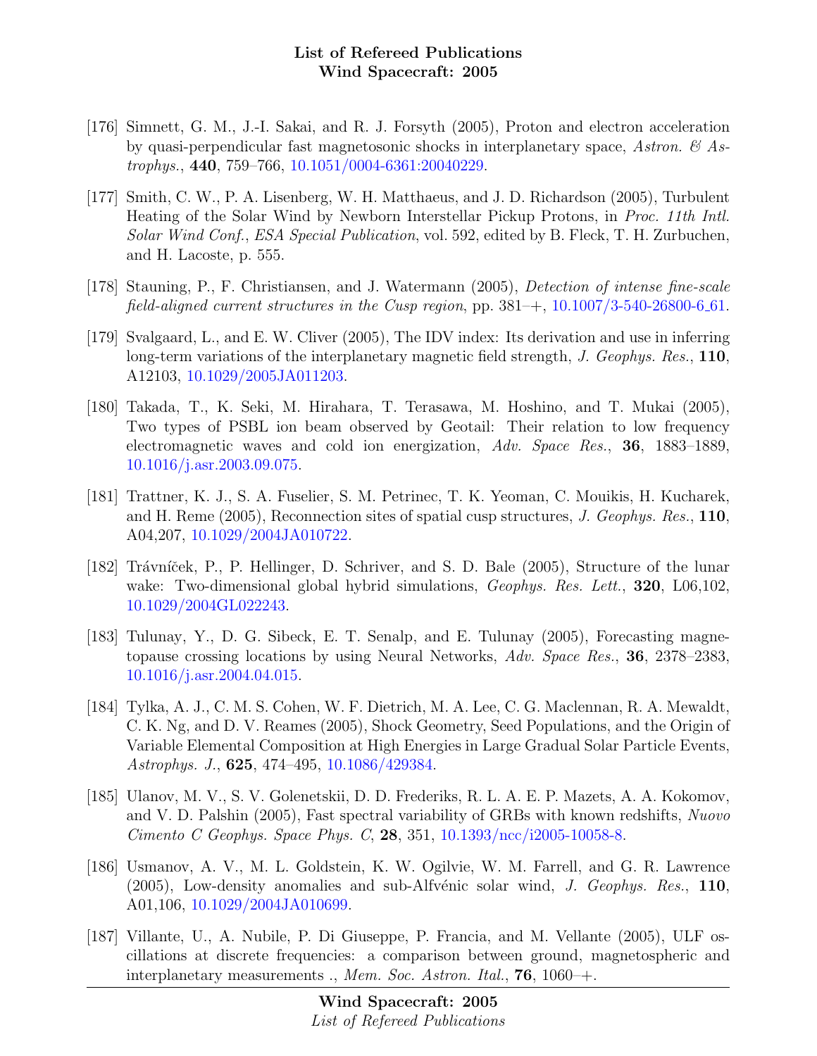[176] Simnett, G. M., J.-I. Sakai, and R. J. Forsyth (2005), Proton and electron acceleration by quasi-perpendicular fast magnetosonic shocks in interplanetary space, *Astron. & Astrophys.*, **440**, 759–766, 10.1051/0004-6361:20040229.

[177] Smith, C. W., P. A. Lisenberg, W. H. Matthaeus, and J. D. Richardson (2005), Turbulent Heating of the Solar Wind by Newborn Interstellar Pickup Protons, in *Proc. 11th Intl. Solar Wind Conf.*, *ESA Special Publication*, vol. 592, edited by B. Fleck, T. H. Zurbuchen, and H. Lacoste, p. 555.

[178] Stauning, P., F. Christiansen, and J. Watermann (2005), *Detection of intense fine-scale field-aligned current structures in the Cusp region*, pp. 381–+, 10.1007/3-540-26800-6_61.

[179] Svalgaard, L., and E. W. Cliver (2005), The IDV index: Its derivation and use in inferring long-term variations of the interplanetary magnetic field strength, *J. Geophys. Res.*, **110**, A12103, 10.1029/2005JA011203.

[180] Takada, T., K. Seki, M. Hirahara, T. Terasawa, M. Hoshino, and T. Mukai (2005), Two types of PSBL ion beam observed by Geotail: Their relation to low frequency electromagnetic waves and cold ion energization, *Adv. Space Res.*, **36**, 1883–1889, 10.1016/j.asr.2003.09.075.

[181] Trattner, K. J., S. A. Fuselier, S. M. Petrinec, T. K. Yeoman, C. Mouikis, H. Kucharek, and H. Reme (2005), Reconnection sites of spatial cusp structures, *J. Geophys. Res.*, **110**, A04,207, 10.1029/2004JA010722.

[182] Trávníček, P., P. Hellinger, D. Schriver, and S. D. Bale (2005), Structure of the lunar wake: Two-dimensional global hybrid simulations, *Geophys. Res. Lett.*, **320**, L06,102, 10.1029/2004GL022243.

[183] Tulunay, Y., D. G. Sibeck, E. T. Senalp, and E. Tulunay (2005), Forecasting magnetopause crossing locations by using Neural Networks, *Adv. Space Res.*, **36**, 2378–2383, 10.1016/j.asr.2004.04.015.

[184] Tylka, A. J., C. M. S. Cohen, W. F. Dietrich, M. A. Lee, C. G. Maclennan, R. A. Mewaldt, C. K. Ng, and D. V. Reames (2005), Shock Geometry, Seed Populations, and the Origin of Variable Elemental Composition at High Energies in Large Gradual Solar Particle Events, *Astrophys. J.*, **625**, 474–495, 10.1086/429384.

[185] Ulanov, M. V., S. V. Golenetskii, D. D. Frederiks, R. L. A. E. P. Mazets, A. A. Kokomov, and V. D. Palshin (2005), Fast spectral variability of GRBs with known redshifts, *Nuovo Cimento C Geophys. Space Phys. C*, **28**, 351, 10.1393/ncc/i2005-10058-8.

[186] Usmanov, A. V., M. L. Goldstein, K. W. Ogilvie, W. M. Farrell, and G. R. Lawrence (2005), Low-density anomalies and sub-Alfvénic solar wind, *J. Geophys. Res.*, **110**, A01,106, 10.1029/2004JA010699.

[187] Villante, U., A. Nubile, P. Di Giuseppe, P. Francia, and M. Vellante (2005), ULF oscillations at discrete frequencies: a comparison between ground, magnetospheric and interplanetary measurements ., *Mem. Soc. Astron. Ital.*, **76**, 1060–+.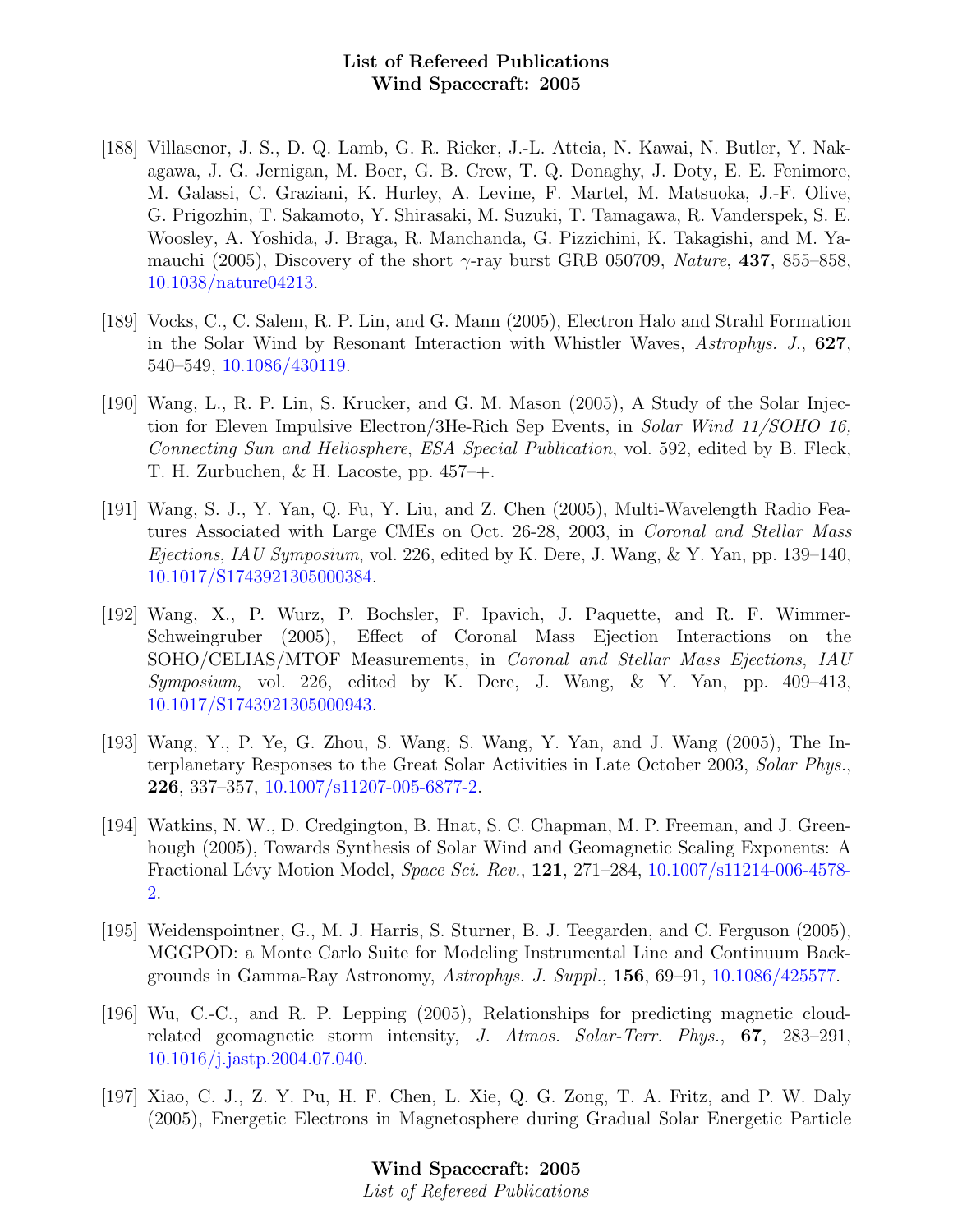[188] Villasenor, J. S., D. Q. Lamb, G. R. Ricker, J.-L. Atteia, N. Kawai, N. Butler, Y. Nakagawa, J. G. Jernigan, M. Boer, G. B. Crew, T. Q. Donaghy, J. Doty, E. E. Fenimore, M. Galassi, C. Graziani, K. Hurley, A. Levine, F. Martel, M. Matsuoka, J.-F. Olive, G. Prigozhin, T. Sakamoto, Y. Shirasaki, M. Suzuki, T. Tamagawa, R. Vanderspek, S. E. Woosley, A. Yoshida, J. Braga, R. Manchanda, G. Pizzichini, K. Takagishi, and M. Yamauchi (2005), Discovery of the short $\gamma$-ray burst GRB 050709, *Nature*, **437**, 855–858, 10.1038/nature04213.

[189] Vocks, C., C. Salem, R. P. Lin, and G. Mann (2005), Electron Halo and Strahl Formation in the Solar Wind by Resonant Interaction with Whistler Waves, *Astrophys. J.*, **627**, 540–549, 10.1086/430119.

[190] Wang, L., R. P. Lin, S. Krucker, and G. M. Mason (2005), A Study of the Solar Injection for Eleven Impulsive Electron/3He-Rich Sep Events, in *Solar Wind 11/SOHO 16, Connecting Sun and Heliosphere*, *ESA Special Publication*, vol. 592, edited by B. Fleck, T. H. Zurbuchen, & H. Lacoste, pp. 457–+.

[191] Wang, S. J., Y. Yan, Q. Fu, Y. Liu, and Z. Chen (2005), Multi-Wavelength Radio Features Associated with Large CMEs on Oct. 26-28, 2003, in *Coronal and Stellar Mass Ejections*, *IAU Symposium*, vol. 226, edited by K. Dere, J. Wang, & Y. Yan, pp. 139–140, 10.1017/S1743921305000384.

[192] Wang, X., P. Wurz, P. Bochsler, F. Ipavich, J. Paquette, and R. F. Wimmer-Schweingruber (2005), Effect of Coronal Mass Ejection Interactions on the SOHO/CELIAS/MTOF Measurements, in *Coronal and Stellar Mass Ejections*, *IAU Symposium*, vol. 226, edited by K. Dere, J. Wang, & Y. Yan, pp. 409–413, 10.1017/S1743921305000943.

[193] Wang, Y., P. Ye, G. Zhou, S. Wang, S. Wang, Y. Yan, and J. Wang (2005), The Interplanetary Responses to the Great Solar Activities in Late October 2003, *Solar Phys.*, **226**, 337–357, 10.1007/s11207-005-6877-2.

[194] Watkins, N. W., D. Credgington, B. Hnat, S. C. Chapman, M. P. Freeman, and J. Greenhough (2005), Towards Synthesis of Solar Wind and Geomagnetic Scaling Exponents: A Fractional Lévy Motion Model, *Space Sci. Rev.*, **121**, 271–284, 10.1007/s11214-006-4578-2.

[195] Weidenspointner, G., M. J. Harris, S. Sturner, B. J. Teegarden, and C. Ferguson (2005), MGGPOD: a Monte Carlo Suite for Modeling Instrumental Line and Continuum Backgrounds in Gamma-Ray Astronomy, *Astrophys. J. Suppl.*, **156**, 69–91, 10.1086/425577.

[196] Wu, C.-C., and R. P. Lepping (2005), Relationships for predicting magnetic cloud-related geomagnetic storm intensity, *J. Atmos. Solar-Terr. Phys.*, **67**, 283–291, 10.1016/j.jastp.2004.07.040.

[197] Xiao, C. J., Z. Y. Pu, H. F. Chen, L. Xie, Q. G. Zong, T. A. Fritz, and P. W. Daly (2005), Energetic Electrons in Magnetosphere during Gradual Solar Energetic Particle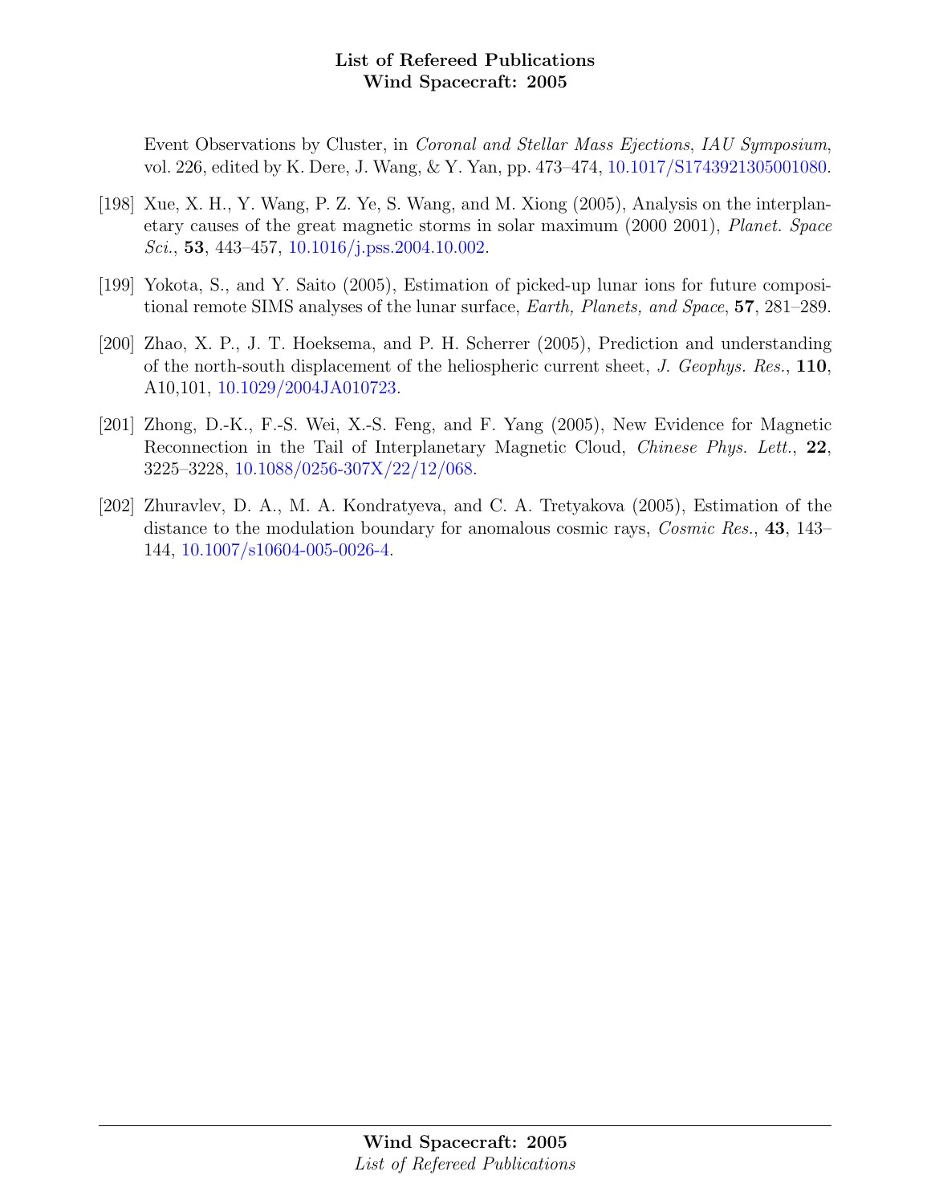Event Observations by Cluster, in *Coronal and Stellar Mass Ejections, IAU Symposium*, vol. 226, edited by K. Dere, J. Wang, & Y. Yan, pp. 473–474, 10.1017/S1743921305001080.

[198] Xue, X. H., Y. Wang, P. Z. Ye, S. Wang, and M. Xiong (2005), Analysis on the interplanetary causes of the great magnetic storms in solar maximum (2000 2001), *Planet. Space Sci.*, **53**, 443–457, 10.1016/j.pss.2004.10.002.

[199] Yokota, S., and Y. Saito (2005), Estimation of picked-up lunar ions for future compositional remote SIMS analyses of the lunar surface, *Earth, Planets, and Space*, **57**, 281–289.

[200] Zhao, X. P., J. T. Hoeksema, and P. H. Scherrer (2005), Prediction and understanding of the north-south displacement of the heliospheric current sheet, *J. Geophys. Res.*, **110**, A10,101, 10.1029/2004JA010723.

[201] Zhong, D.-K., F.-S. Wei, X.-S. Feng, and F. Yang (2005), New Evidence for Magnetic Reconnection in the Tail of Interplanetary Magnetic Cloud, *Chinese Phys. Lett.*, **22**, 3225–3228, 10.1088/0256-307X/22/12/068.

[202] Zhuravlev, D. A., M. A. Kondratyeva, and C. A. Tretyakova (2005), Estimation of the distance to the modulation boundary for anomalous cosmic rays, *Cosmic Res.*, **43**, 143–144, 10.1007/s10604-005-0026-4.